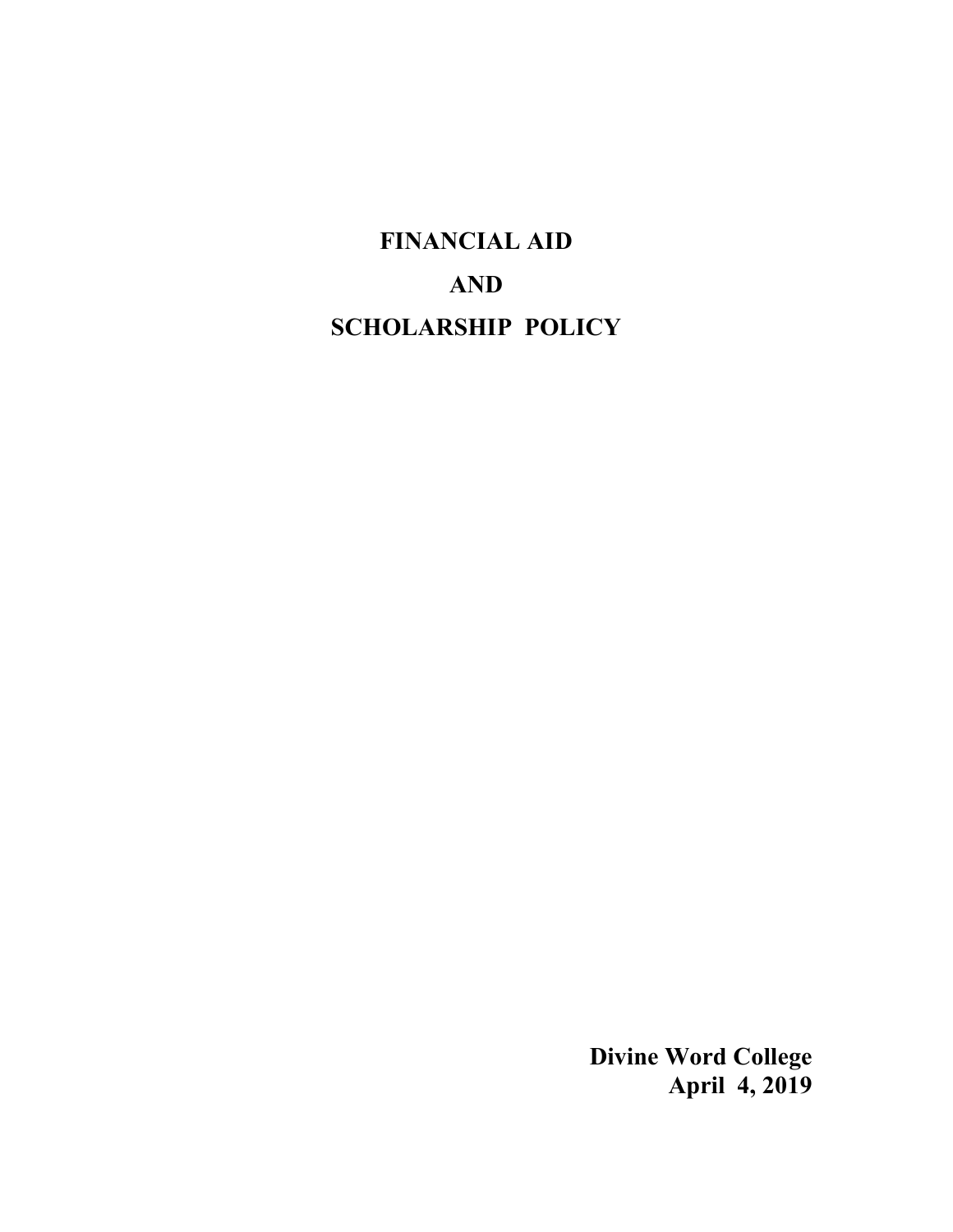# FINANCIAL AID

# AND

# SCHOLARSHIP POLICY

**Divine Word College**
**April 4, 2019**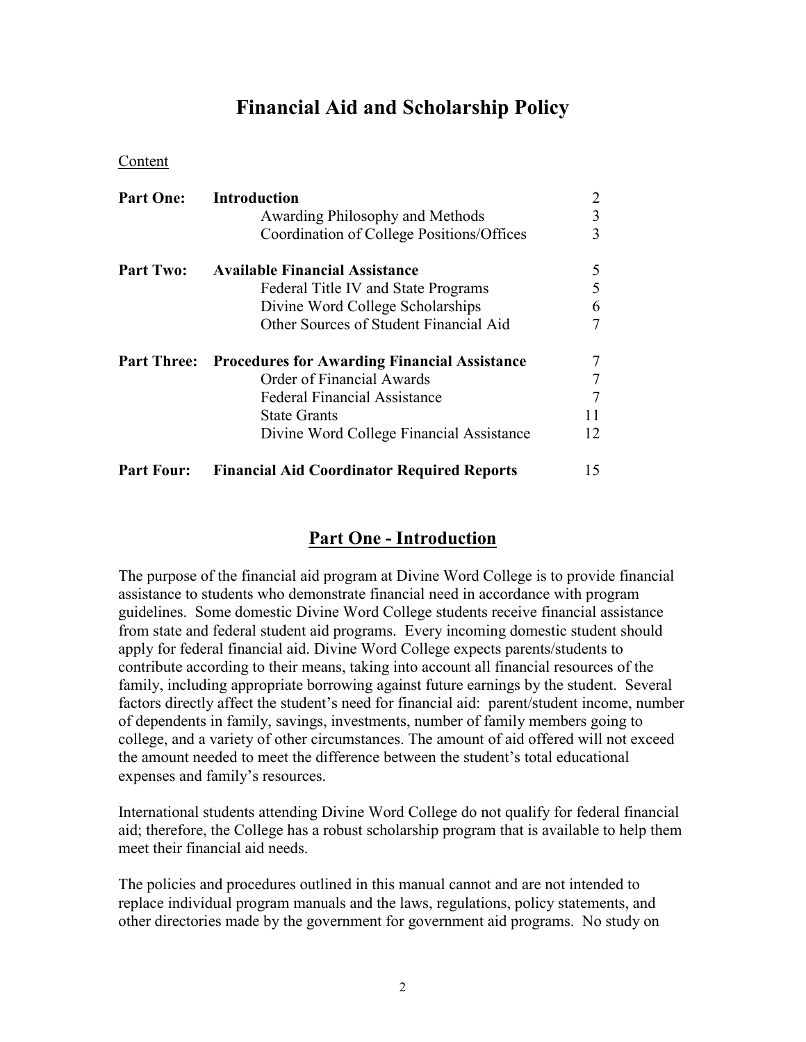# Financial Aid and Scholarship Policy

Content

| | | |
|---|---|---|
| **Part One:** | **Introduction** | 2 |
| | Awarding Philosophy and Methods | 3 |
| | Coordination of College Positions/Offices | 3 |
| **Part Two:** | **Available Financial Assistance** | 5 |
| | Federal Title IV and State Programs | 5 |
| | Divine Word College Scholarships | 6 |
| | Other Sources of Student Financial Aid | 7 |
| **Part Three:** | **Procedures for Awarding Financial Assistance** | 7 |
| | Order of Financial Awards | 7 |
| | Federal Financial Assistance | 7 |
| | State Grants | 11 |
| | Divine Word College Financial Assistance | 12 |
| **Part Four:** | **Financial Aid Coordinator Required Reports** | 15 |

## Part One - Introduction

The purpose of the financial aid program at Divine Word College is to provide financial assistance to students who demonstrate financial need in accordance with program guidelines. Some domestic Divine Word College students receive financial assistance from state and federal student aid programs. Every incoming domestic student should apply for federal financial aid. Divine Word College expects parents/students to contribute according to their means, taking into account all financial resources of the family, including appropriate borrowing against future earnings by the student. Several factors directly affect the student's need for financial aid: parent/student income, number of dependents in family, savings, investments, number of family members going to college, and a variety of other circumstances. The amount of aid offered will not exceed the amount needed to meet the difference between the student's total educational expenses and family's resources.

International students attending Divine Word College do not qualify for federal financial aid; therefore, the College has a robust scholarship program that is available to help them meet their financial aid needs.

The policies and procedures outlined in this manual cannot and are not intended to replace individual program manuals and the laws, regulations, policy statements, and other directories made by the government for government aid programs. No study on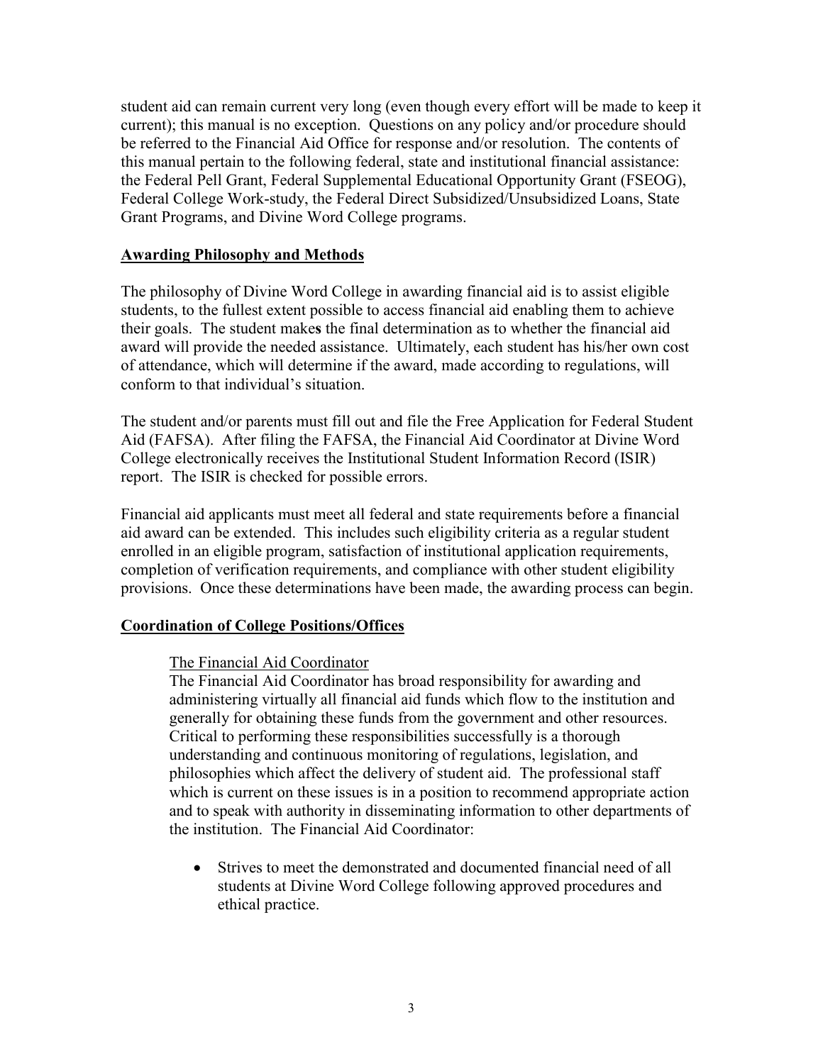student aid can remain current very long (even though every effort will be made to keep it current); this manual is no exception. Questions on any policy and/or procedure should be referred to the Financial Aid Office for response and/or resolution. The contents of this manual pertain to the following federal, state and institutional financial assistance: the Federal Pell Grant, Federal Supplemental Educational Opportunity Grant (FSEOG), Federal College Work-study, the Federal Direct Subsidized/Unsubsidized Loans, State Grant Programs, and Divine Word College programs.

## Awarding Philosophy and Methods

The philosophy of Divine Word College in awarding financial aid is to assist eligible students, to the fullest extent possible to access financial aid enabling them to achieve their goals. The student makes the final determination as to whether the financial aid award will provide the needed assistance. Ultimately, each student has his/her own cost of attendance, which will determine if the award, made according to regulations, will conform to that individual's situation.

The student and/or parents must fill out and file the Free Application for Federal Student Aid (FAFSA). After filing the FAFSA, the Financial Aid Coordinator at Divine Word College electronically receives the Institutional Student Information Record (ISIR) report. The ISIR is checked for possible errors.

Financial aid applicants must meet all federal and state requirements before a financial aid award can be extended. This includes such eligibility criteria as a regular student enrolled in an eligible program, satisfaction of institutional application requirements, completion of verification requirements, and compliance with other student eligibility provisions. Once these determinations have been made, the awarding process can begin.

## Coordination of College Positions/Offices

### The Financial Aid Coordinator

The Financial Aid Coordinator has broad responsibility for awarding and administering virtually all financial aid funds which flow to the institution and generally for obtaining these funds from the government and other resources. Critical to performing these responsibilities successfully is a thorough understanding and continuous monitoring of regulations, legislation, and philosophies which affect the delivery of student aid. The professional staff which is current on these issues is in a position to recommend appropriate action and to speak with authority in disseminating information to other departments of the institution. The Financial Aid Coordinator:

- Strives to meet the demonstrated and documented financial need of all students at Divine Word College following approved procedures and ethical practice.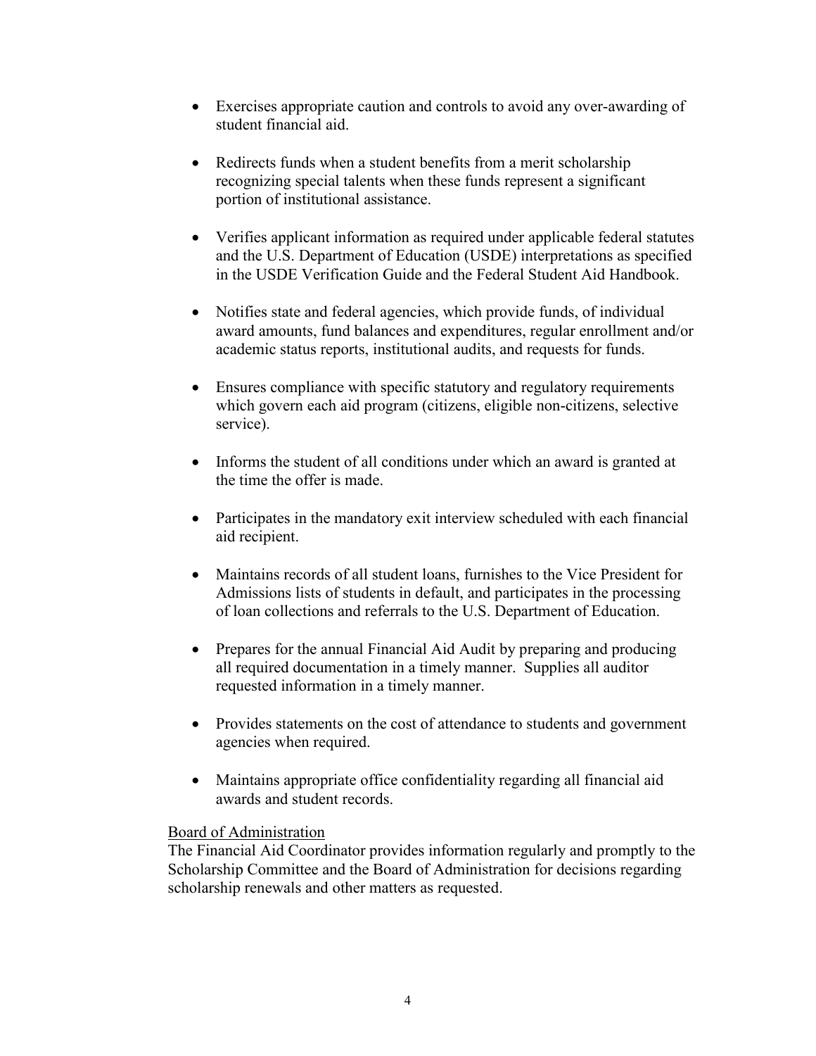- Exercises appropriate caution and controls to avoid any over-awarding of student financial aid.

- Redirects funds when a student benefits from a merit scholarship recognizing special talents when these funds represent a significant portion of institutional assistance.

- Verifies applicant information as required under applicable federal statutes and the U.S. Department of Education (USDE) interpretations as specified in the USDE Verification Guide and the Federal Student Aid Handbook.

- Notifies state and federal agencies, which provide funds, of individual award amounts, fund balances and expenditures, regular enrollment and/or academic status reports, institutional audits, and requests for funds.

- Ensures compliance with specific statutory and regulatory requirements which govern each aid program (citizens, eligible non-citizens, selective service).

- Informs the student of all conditions under which an award is granted at the time the offer is made.

- Participates in the mandatory exit interview scheduled with each financial aid recipient.

- Maintains records of all student loans, furnishes to the Vice President for Admissions lists of students in default, and participates in the processing of loan collections and referrals to the U.S. Department of Education.

- Prepares for the annual Financial Aid Audit by preparing and producing all required documentation in a timely manner. Supplies all auditor requested information in a timely manner.

- Provides statements on the cost of attendance to students and government agencies when required.

- Maintains appropriate office confidentiality regarding all financial aid awards and student records.

Board of Administration

The Financial Aid Coordinator provides information regularly and promptly to the Scholarship Committee and the Board of Administration for decisions regarding scholarship renewals and other matters as requested.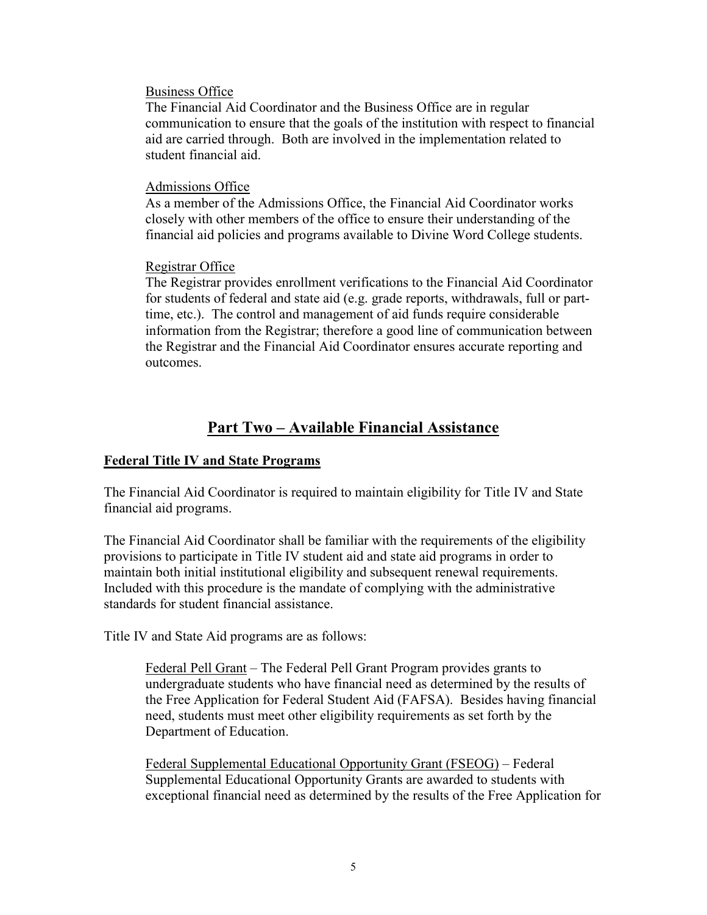Business Office

The Financial Aid Coordinator and the Business Office are in regular communication to ensure that the goals of the institution with respect to financial aid are carried through. Both are involved in the implementation related to student financial aid.

Admissions Office

As a member of the Admissions Office, the Financial Aid Coordinator works closely with other members of the office to ensure their understanding of the financial aid policies and programs available to Divine Word College students.

Registrar Office

The Registrar provides enrollment verifications to the Financial Aid Coordinator for students of federal and state aid (e.g. grade reports, withdrawals, full or part-time, etc.). The control and management of aid funds require considerable information from the Registrar; therefore a good line of communication between the Registrar and the Financial Aid Coordinator ensures accurate reporting and outcomes.

## Part Two – Available Financial Assistance

### Federal Title IV and State Programs

The Financial Aid Coordinator is required to maintain eligibility for Title IV and State financial aid programs.

The Financial Aid Coordinator shall be familiar with the requirements of the eligibility provisions to participate in Title IV student aid and state aid programs in order to maintain both initial institutional eligibility and subsequent renewal requirements. Included with this procedure is the mandate of complying with the administrative standards for student financial assistance.

Title IV and State Aid programs are as follows:

Federal Pell Grant – The Federal Pell Grant Program provides grants to undergraduate students who have financial need as determined by the results of the Free Application for Federal Student Aid (FAFSA). Besides having financial need, students must meet other eligibility requirements as set forth by the Department of Education.

Federal Supplemental Educational Opportunity Grant (FSEOG) – Federal Supplemental Educational Opportunity Grants are awarded to students with exceptional financial need as determined by the results of the Free Application for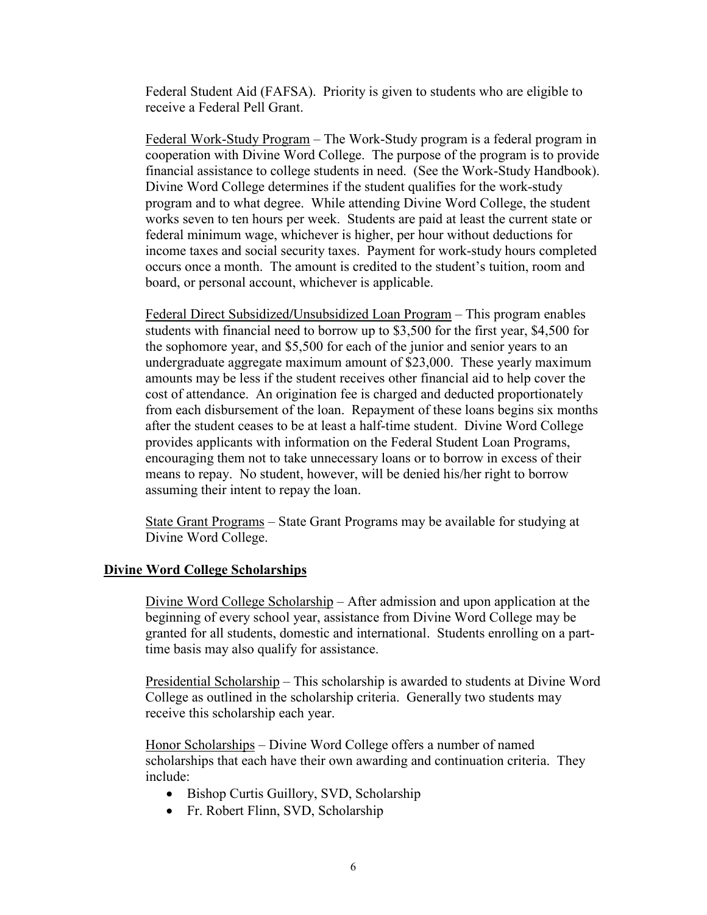Federal Student Aid (FAFSA). Priority is given to students who are eligible to receive a Federal Pell Grant.

Federal Work-Study Program – The Work-Study program is a federal program in cooperation with Divine Word College. The purpose of the program is to provide financial assistance to college students in need. (See the Work-Study Handbook). Divine Word College determines if the student qualifies for the work-study program and to what degree. While attending Divine Word College, the student works seven to ten hours per week. Students are paid at least the current state or federal minimum wage, whichever is higher, per hour without deductions for income taxes and social security taxes. Payment for work-study hours completed occurs once a month. The amount is credited to the student's tuition, room and board, or personal account, whichever is applicable.

Federal Direct Subsidized/Unsubsidized Loan Program – This program enables students with financial need to borrow up to $3,500 for the first year, $4,500 for the sophomore year, and $5,500 for each of the junior and senior years to an undergraduate aggregate maximum amount of $23,000. These yearly maximum amounts may be less if the student receives other financial aid to help cover the cost of attendance. An origination fee is charged and deducted proportionately from each disbursement of the loan. Repayment of these loans begins six months after the student ceases to be at least a half-time student. Divine Word College provides applicants with information on the Federal Student Loan Programs, encouraging them not to take unnecessary loans or to borrow in excess of their means to repay. No student, however, will be denied his/her right to borrow assuming their intent to repay the loan.

State Grant Programs – State Grant Programs may be available for studying at Divine Word College.

## Divine Word College Scholarships

Divine Word College Scholarship – After admission and upon application at the beginning of every school year, assistance from Divine Word College may be granted for all students, domestic and international. Students enrolling on a part-time basis may also qualify for assistance.

Presidential Scholarship – This scholarship is awarded to students at Divine Word College as outlined in the scholarship criteria. Generally two students may receive this scholarship each year.

Honor Scholarships – Divine Word College offers a number of named scholarships that each have their own awarding and continuation criteria. They include:

- Bishop Curtis Guillory, SVD, Scholarship
- Fr. Robert Flinn, SVD, Scholarship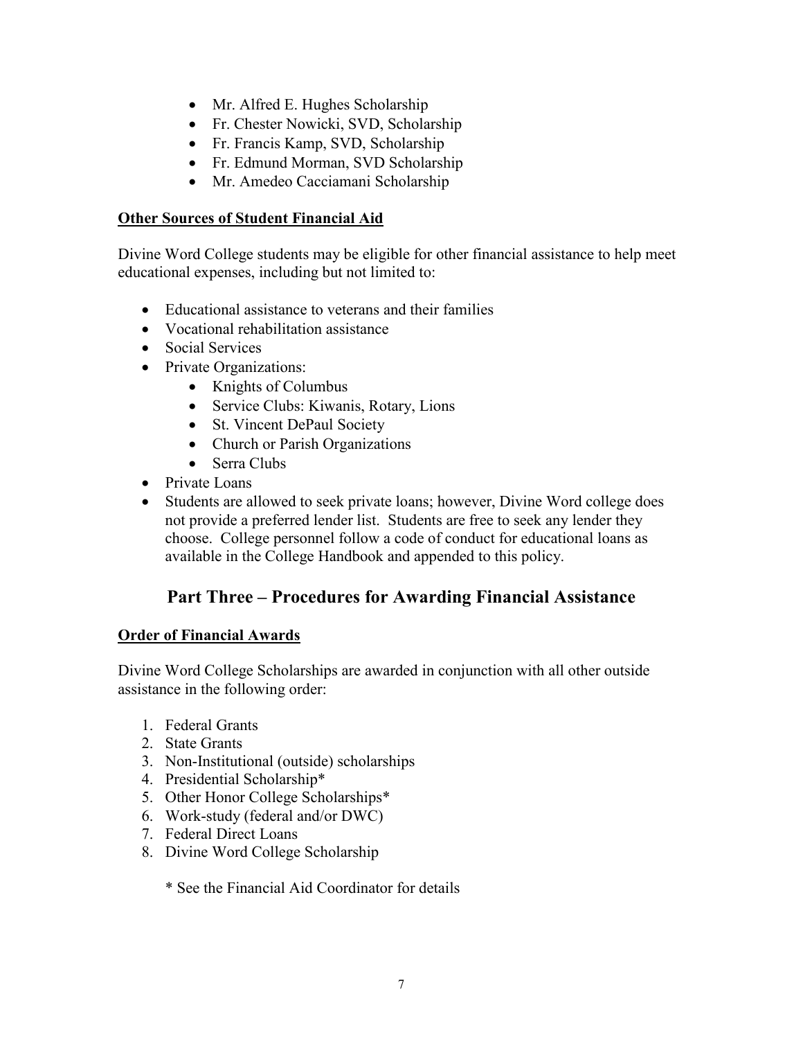- Mr. Alfred E. Hughes Scholarship
- Fr. Chester Nowicki, SVD, Scholarship
- Fr. Francis Kamp, SVD, Scholarship
- Fr. Edmund Morman, SVD Scholarship
- Mr. Amedeo Cacciamani Scholarship

**Other Sources of Student Financial Aid**

Divine Word College students may be eligible for other financial assistance to help meet educational expenses, including but not limited to:

- Educational assistance to veterans and their families
- Vocational rehabilitation assistance
- Social Services
- Private Organizations:
    - Knights of Columbus
    - Service Clubs: Kiwanis, Rotary, Lions
    - St. Vincent DePaul Society
    - Church or Parish Organizations
    - Serra Clubs
- Private Loans
- Students are allowed to seek private loans; however, Divine Word college does not provide a preferred lender list. Students are free to seek any lender they choose. College personnel follow a code of conduct for educational loans as available in the College Handbook and appended to this policy.

## Part Three – Procedures for Awarding Financial Assistance

**Order of Financial Awards**

Divine Word College Scholarships are awarded in conjunction with all other outside assistance in the following order:

1. Federal Grants
2. State Grants
3. Non-Institutional (outside) scholarships
4. Presidential Scholarship*
5. Other Honor College Scholarships*
6. Work-study (federal and/or DWC)
7. Federal Direct Loans
8. Divine Word College Scholarship

\* See the Financial Aid Coordinator for details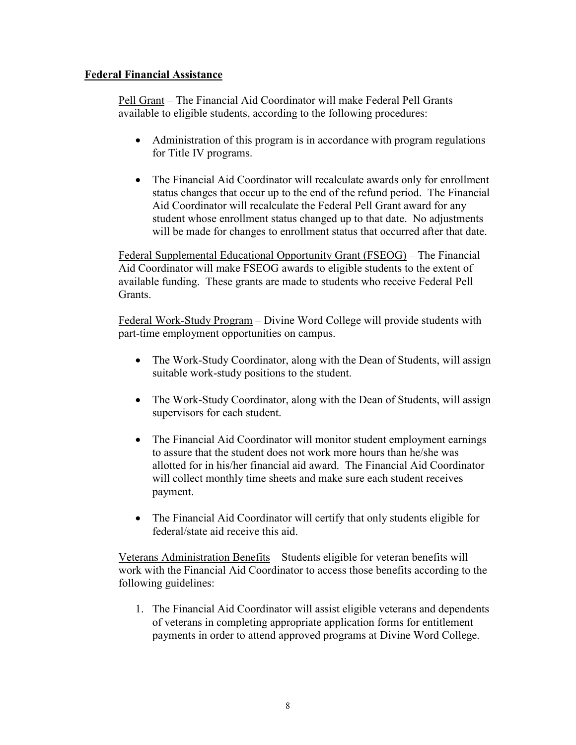**Federal Financial Assistance**

Pell Grant – The Financial Aid Coordinator will make Federal Pell Grants available to eligible students, according to the following procedures:

- Administration of this program is in accordance with program regulations for Title IV programs.
- The Financial Aid Coordinator will recalculate awards only for enrollment status changes that occur up to the end of the refund period. The Financial Aid Coordinator will recalculate the Federal Pell Grant award for any student whose enrollment status changed up to that date. No adjustments will be made for changes to enrollment status that occurred after that date.

Federal Supplemental Educational Opportunity Grant (FSEOG) – The Financial Aid Coordinator will make FSEOG awards to eligible students to the extent of available funding. These grants are made to students who receive Federal Pell Grants.

Federal Work-Study Program – Divine Word College will provide students with part-time employment opportunities on campus.

- The Work-Study Coordinator, along with the Dean of Students, will assign suitable work-study positions to the student.
- The Work-Study Coordinator, along with the Dean of Students, will assign supervisors for each student.
- The Financial Aid Coordinator will monitor student employment earnings to assure that the student does not work more hours than he/she was allotted for in his/her financial aid award. The Financial Aid Coordinator will collect monthly time sheets and make sure each student receives payment.
- The Financial Aid Coordinator will certify that only students eligible for federal/state aid receive this aid.

Veterans Administration Benefits – Students eligible for veteran benefits will work with the Financial Aid Coordinator to access those benefits according to the following guidelines:

1. The Financial Aid Coordinator will assist eligible veterans and dependents of veterans in completing appropriate application forms for entitlement payments in order to attend approved programs at Divine Word College.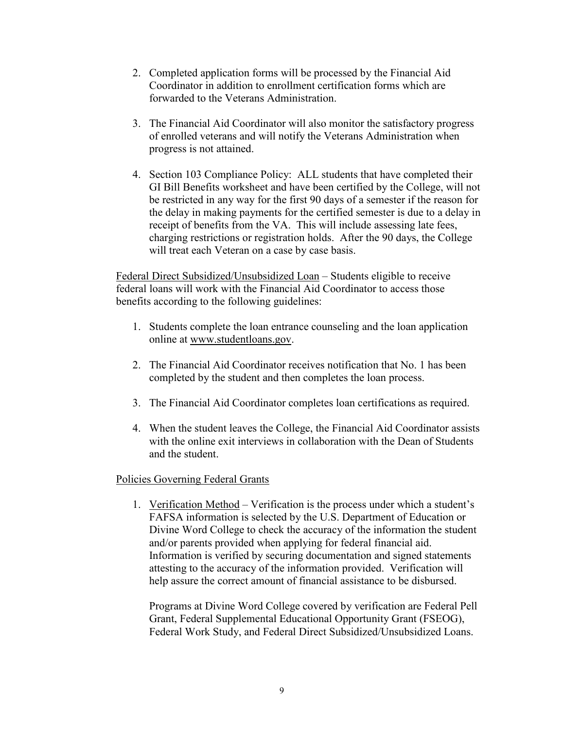2. Completed application forms will be processed by the Financial Aid Coordinator in addition to enrollment certification forms which are forwarded to the Veterans Administration.

3. The Financial Aid Coordinator will also monitor the satisfactory progress of enrolled veterans and will notify the Veterans Administration when progress is not attained.

4. Section 103 Compliance Policy: ALL students that have completed their GI Bill Benefits worksheet and have been certified by the College, will not be restricted in any way for the first 90 days of a semester if the reason for the delay in making payments for the certified semester is due to a delay in receipt of benefits from the VA. This will include assessing late fees, charging restrictions or registration holds. After the 90 days, the College will treat each Veteran on a case by case basis.

<u>Federal Direct Subsidized/Unsubsidized Loan</u> – Students eligible to receive federal loans will work with the Financial Aid Coordinator to access those benefits according to the following guidelines:

1. Students complete the loan entrance counseling and the loan application online at www.studentloans.gov.

2. The Financial Aid Coordinator receives notification that No. 1 has been completed by the student and then completes the loan process.

3. The Financial Aid Coordinator completes loan certifications as required.

4. When the student leaves the College, the Financial Aid Coordinator assists with the online exit interviews in collaboration with the Dean of Students and the student.

<u>Policies Governing Federal Grants</u>

1. <u>Verification Method</u> – Verification is the process under which a student's FAFSA information is selected by the U.S. Department of Education or Divine Word College to check the accuracy of the information the student and/or parents provided when applying for federal financial aid. Information is verified by securing documentation and signed statements attesting to the accuracy of the information provided. Verification will help assure the correct amount of financial assistance to be disbursed.

   Programs at Divine Word College covered by verification are Federal Pell Grant, Federal Supplemental Educational Opportunity Grant (FSEOG), Federal Work Study, and Federal Direct Subsidized/Unsubsidized Loans.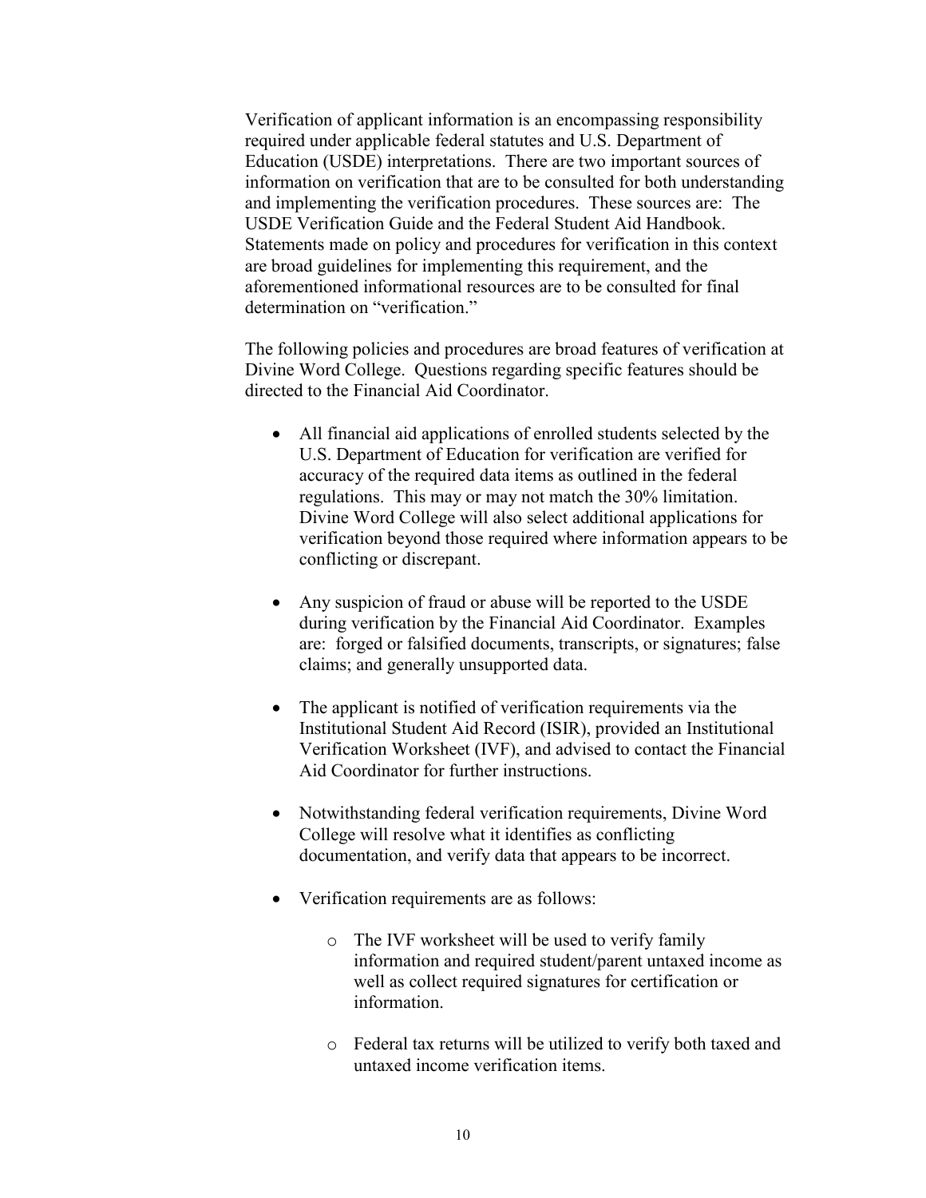Verification of applicant information is an encompassing responsibility required under applicable federal statutes and U.S. Department of Education (USDE) interpretations. There are two important sources of information on verification that are to be consulted for both understanding and implementing the verification procedures. These sources are: The USDE Verification Guide and the Federal Student Aid Handbook. Statements made on policy and procedures for verification in this context are broad guidelines for implementing this requirement, and the aforementioned informational resources are to be consulted for final determination on "verification."

The following policies and procedures are broad features of verification at Divine Word College. Questions regarding specific features should be directed to the Financial Aid Coordinator.

- All financial aid applications of enrolled students selected by the U.S. Department of Education for verification are verified for accuracy of the required data items as outlined in the federal regulations. This may or may not match the 30% limitation. Divine Word College will also select additional applications for verification beyond those required where information appears to be conflicting or discrepant.

- Any suspicion of fraud or abuse will be reported to the USDE during verification by the Financial Aid Coordinator. Examples are: forged or falsified documents, transcripts, or signatures; false claims; and generally unsupported data.

- The applicant is notified of verification requirements via the Institutional Student Aid Record (ISIR), provided an Institutional Verification Worksheet (IVF), and advised to contact the Financial Aid Coordinator for further instructions.

- Notwithstanding federal verification requirements, Divine Word College will resolve what it identifies as conflicting documentation, and verify data that appears to be incorrect.

- Verification requirements are as follows:

  - The IVF worksheet will be used to verify family information and required student/parent untaxed income as well as collect required signatures for certification or information.

  - Federal tax returns will be utilized to verify both taxed and untaxed income verification items.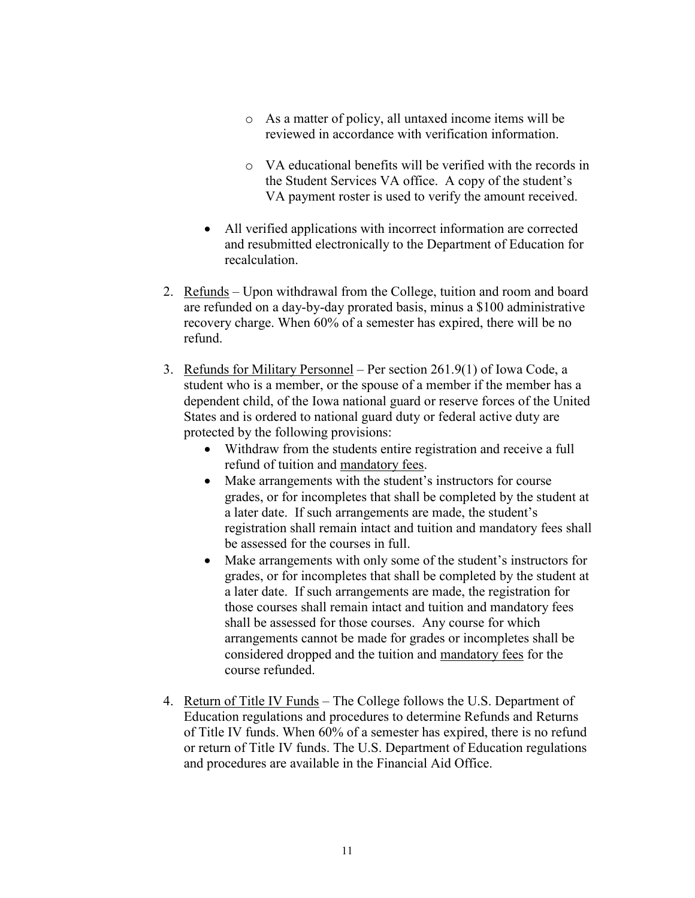- As a matter of policy, all untaxed income items will be reviewed in accordance with verification information.

  - VA educational benefits will be verified with the records in the Student Services VA office. A copy of the student's VA payment roster is used to verify the amount received.

- All verified applications with incorrect information are corrected and resubmitted electronically to the Department of Education for recalculation.

2. <u>Refunds</u> – Upon withdrawal from the College, tuition and room and board are refunded on a day-by-day prorated basis, minus a $100 administrative recovery charge. When 60% of a semester has expired, there will be no refund.

3. <u>Refunds for Military Personnel</u> – Per section 261.9(1) of Iowa Code, a student who is a member, or the spouse of a member if the member has a dependent child, of the Iowa national guard or reserve forces of the United States and is ordered to national guard duty or federal active duty are protected by the following provisions:
   - Withdraw from the students entire registration and receive a full refund of tuition and <u>mandatory fees</u>.
   - Make arrangements with the student's instructors for course grades, or for incompletes that shall be completed by the student at a later date. If such arrangements are made, the student's registration shall remain intact and tuition and mandatory fees shall be assessed for the courses in full.
   - Make arrangements with only some of the student's instructors for grades, or for incompletes that shall be completed by the student at a later date. If such arrangements are made, the registration for those courses shall remain intact and tuition and mandatory fees shall be assessed for those courses. Any course for which arrangements cannot be made for grades or incompletes shall be considered dropped and the tuition and <u>mandatory fees</u> for the course refunded.

4. <u>Return of Title IV Funds</u> – The College follows the U.S. Department of Education regulations and procedures to determine Refunds and Returns of Title IV funds. When 60% of a semester has expired, there is no refund or return of Title IV funds. The U.S. Department of Education regulations and procedures are available in the Financial Aid Office.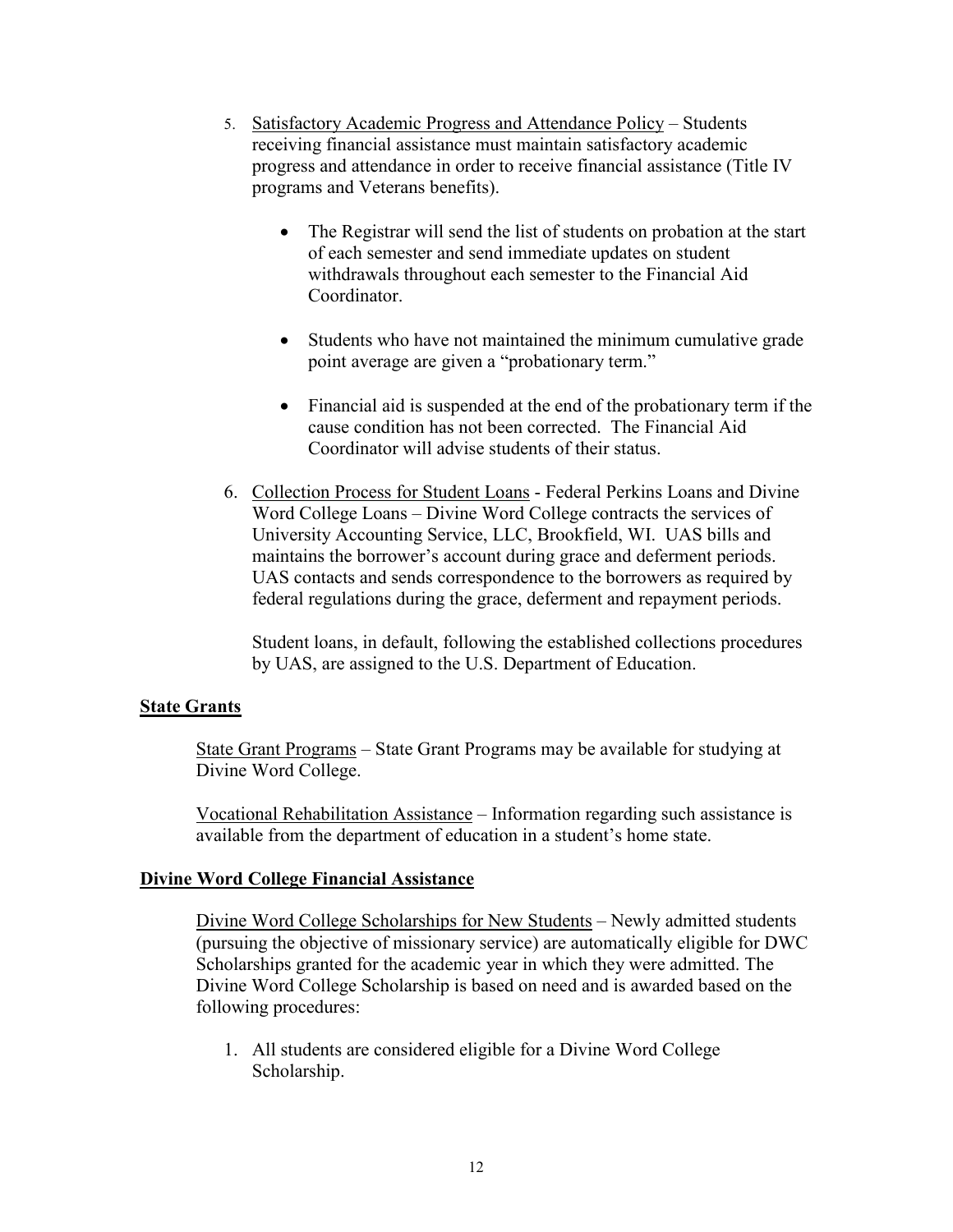5. <u>Satisfactory Academic Progress and Attendance Policy</u> – Students receiving financial assistance must maintain satisfactory academic progress and attendance in order to receive financial assistance (Title IV programs and Veterans benefits).

    - The Registrar will send the list of students on probation at the start of each semester and send immediate updates on student withdrawals throughout each semester to the Financial Aid Coordinator.

    - Students who have not maintained the minimum cumulative grade point average are given a "probationary term."

    - Financial aid is suspended at the end of the probationary term if the cause condition has not been corrected. The Financial Aid Coordinator will advise students of their status.

6. <u>Collection Process for Student Loans</u> - Federal Perkins Loans and Divine Word College Loans – Divine Word College contracts the services of University Accounting Service, LLC, Brookfield, WI. UAS bills and maintains the borrower's account during grace and deferment periods. UAS contacts and sends correspondence to the borrowers as required by federal regulations during the grace, deferment and repayment periods.

    Student loans, in default, following the established collections procedures by UAS, are assigned to the U.S. Department of Education.

**<u>State Grants</u>**

<u>State Grant Programs</u> – State Grant Programs may be available for studying at Divine Word College.

<u>Vocational Rehabilitation Assistance</u> – Information regarding such assistance is available from the department of education in a student's home state.

**<u>Divine Word College Financial Assistance</u>**

<u>Divine Word College Scholarships for New Students</u> – Newly admitted students (pursuing the objective of missionary service) are automatically eligible for DWC Scholarships granted for the academic year in which they were admitted. The Divine Word College Scholarship is based on need and is awarded based on the following procedures:

1. All students are considered eligible for a Divine Word College Scholarship.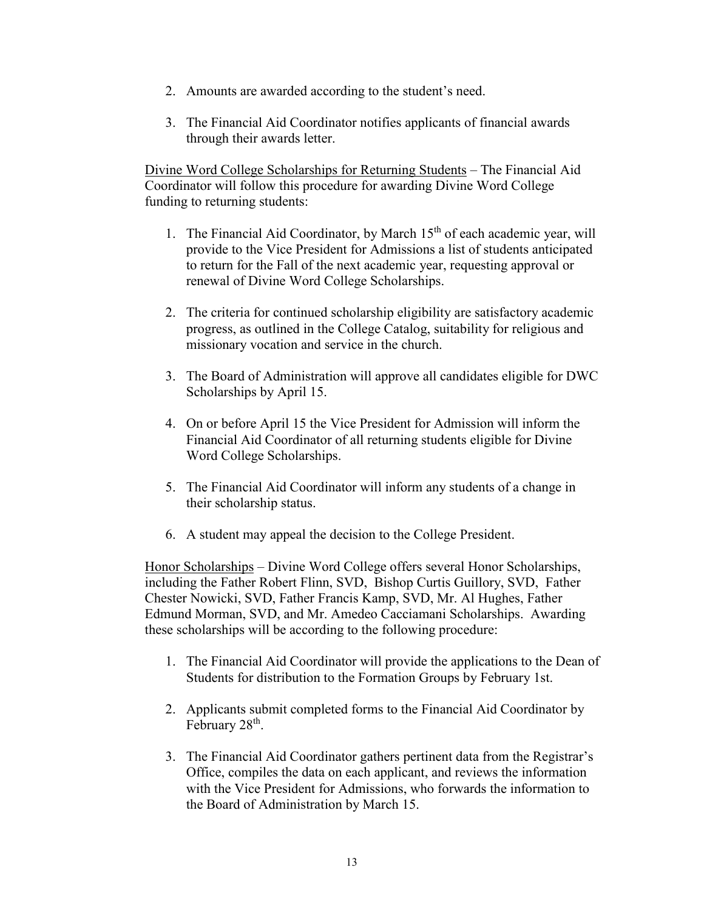2. Amounts are awarded according to the student's need.

3. The Financial Aid Coordinator notifies applicants of financial awards through their awards letter.

<u>Divine Word College Scholarships for Returning Students</u> – The Financial Aid Coordinator will follow this procedure for awarding Divine Word College funding to returning students:

1. The Financial Aid Coordinator, by March 15th of each academic year, will provide to the Vice President for Admissions a list of students anticipated to return for the Fall of the next academic year, requesting approval or renewal of Divine Word College Scholarships.

2. The criteria for continued scholarship eligibility are satisfactory academic progress, as outlined in the College Catalog, suitability for religious and missionary vocation and service in the church.

3. The Board of Administration will approve all candidates eligible for DWC Scholarships by April 15.

4. On or before April 15 the Vice President for Admission will inform the Financial Aid Coordinator of all returning students eligible for Divine Word College Scholarships.

5. The Financial Aid Coordinator will inform any students of a change in their scholarship status.

6. A student may appeal the decision to the College President.

<u>Honor Scholarships</u> – Divine Word College offers several Honor Scholarships, including the Father Robert Flinn, SVD, Bishop Curtis Guillory, SVD, Father Chester Nowicki, SVD, Father Francis Kamp, SVD, Mr. Al Hughes, Father Edmund Morman, SVD, and Mr. Amedeo Cacciamani Scholarships. Awarding these scholarships will be according to the following procedure:

1. The Financial Aid Coordinator will provide the applications to the Dean of Students for distribution to the Formation Groups by February 1st.

2. Applicants submit completed forms to the Financial Aid Coordinator by February 28th.

3. The Financial Aid Coordinator gathers pertinent data from the Registrar's Office, compiles the data on each applicant, and reviews the information with the Vice President for Admissions, who forwards the information to the Board of Administration by March 15.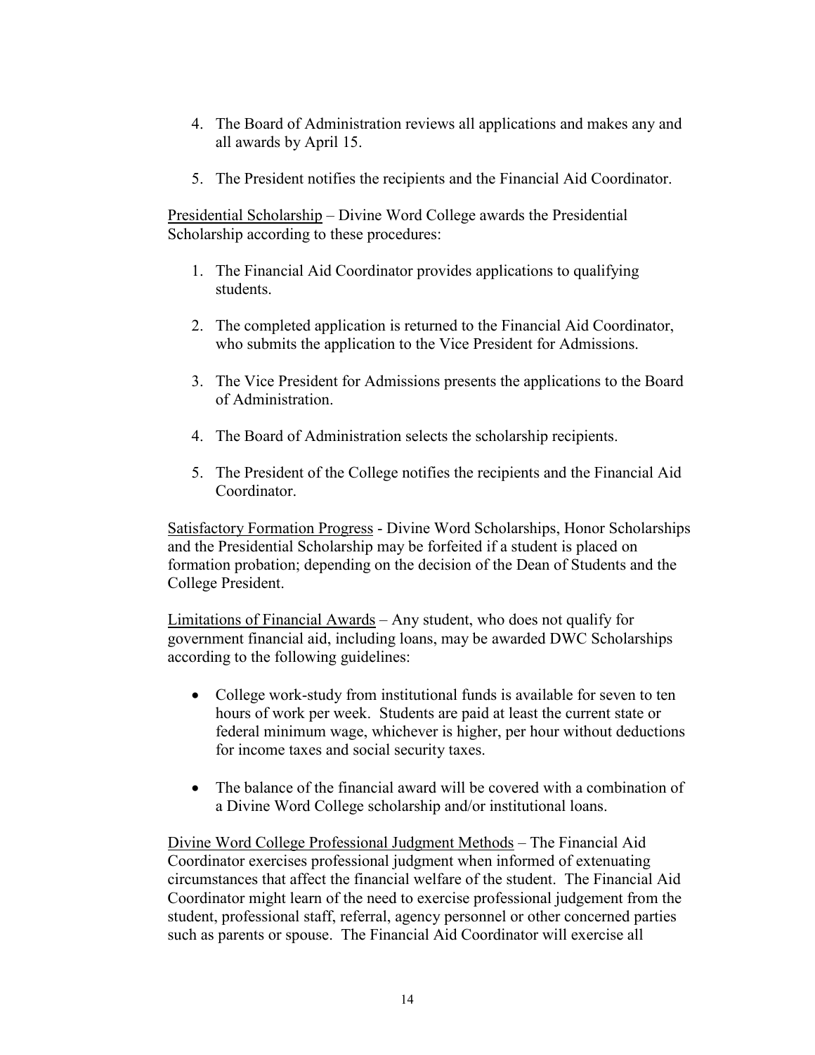4. The Board of Administration reviews all applications and makes any and all awards by April 15.

5. The President notifies the recipients and the Financial Aid Coordinator.

<u>Presidential Scholarship</u> – Divine Word College awards the Presidential Scholarship according to these procedures:

1. The Financial Aid Coordinator provides applications to qualifying students.

2. The completed application is returned to the Financial Aid Coordinator, who submits the application to the Vice President for Admissions.

3. The Vice President for Admissions presents the applications to the Board of Administration.

4. The Board of Administration selects the scholarship recipients.

5. The President of the College notifies the recipients and the Financial Aid Coordinator.

<u>Satisfactory Formation Progress</u> - Divine Word Scholarships, Honor Scholarships and the Presidential Scholarship may be forfeited if a student is placed on formation probation; depending on the decision of the Dean of Students and the College President.

<u>Limitations of Financial Awards</u> – Any student, who does not qualify for government financial aid, including loans, may be awarded DWC Scholarships according to the following guidelines:

- College work-study from institutional funds is available for seven to ten hours of work per week. Students are paid at least the current state or federal minimum wage, whichever is higher, per hour without deductions for income taxes and social security taxes.

- The balance of the financial award will be covered with a combination of a Divine Word College scholarship and/or institutional loans.

<u>Divine Word College Professional Judgment Methods</u> – The Financial Aid Coordinator exercises professional judgment when informed of extenuating circumstances that affect the financial welfare of the student. The Financial Aid Coordinator might learn of the need to exercise professional judgement from the student, professional staff, referral, agency personnel or other concerned parties such as parents or spouse. The Financial Aid Coordinator will exercise all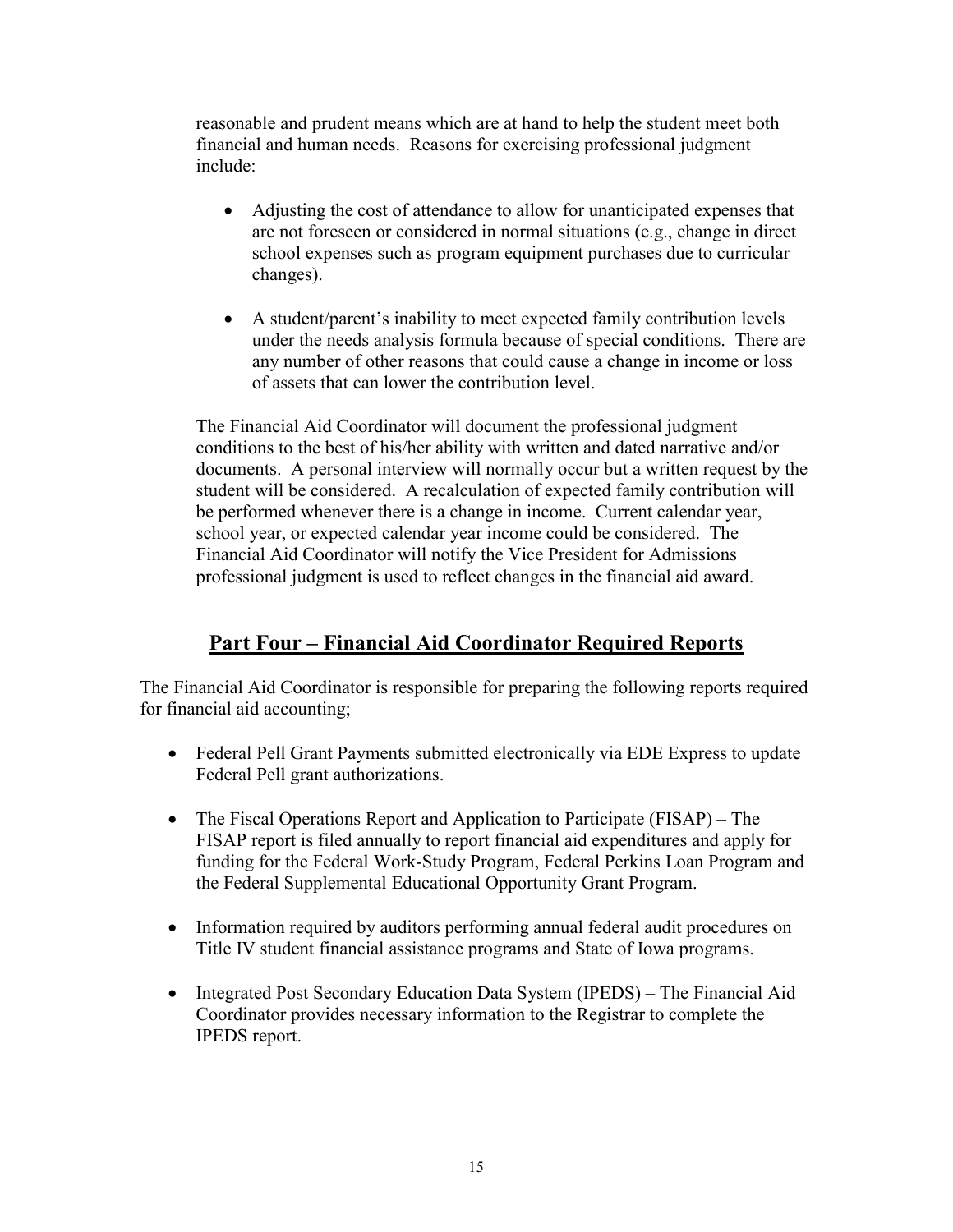reasonable and prudent means which are at hand to help the student meet both financial and human needs. Reasons for exercising professional judgment include:

- Adjusting the cost of attendance to allow for unanticipated expenses that are not foreseen or considered in normal situations (e.g., change in direct school expenses such as program equipment purchases due to curricular changes).

- A student/parent's inability to meet expected family contribution levels under the needs analysis formula because of special conditions. There are any number of other reasons that could cause a change in income or loss of assets that can lower the contribution level.

The Financial Aid Coordinator will document the professional judgment conditions to the best of his/her ability with written and dated narrative and/or documents. A personal interview will normally occur but a written request by the student will be considered. A recalculation of expected family contribution will be performed whenever there is a change in income. Current calendar year, school year, or expected calendar year income could be considered. The Financial Aid Coordinator will notify the Vice President for Admissions professional judgment is used to reflect changes in the financial aid award.

## Part Four – Financial Aid Coordinator Required Reports

The Financial Aid Coordinator is responsible for preparing the following reports required for financial aid accounting;

- Federal Pell Grant Payments submitted electronically via EDE Express to update Federal Pell grant authorizations.

- The Fiscal Operations Report and Application to Participate (FISAP) – The FISAP report is filed annually to report financial aid expenditures and apply for funding for the Federal Work-Study Program, Federal Perkins Loan Program and the Federal Supplemental Educational Opportunity Grant Program.

- Information required by auditors performing annual federal audit procedures on Title IV student financial assistance programs and State of Iowa programs.

- Integrated Post Secondary Education Data System (IPEDS) – The Financial Aid Coordinator provides necessary information to the Registrar to complete the IPEDS report.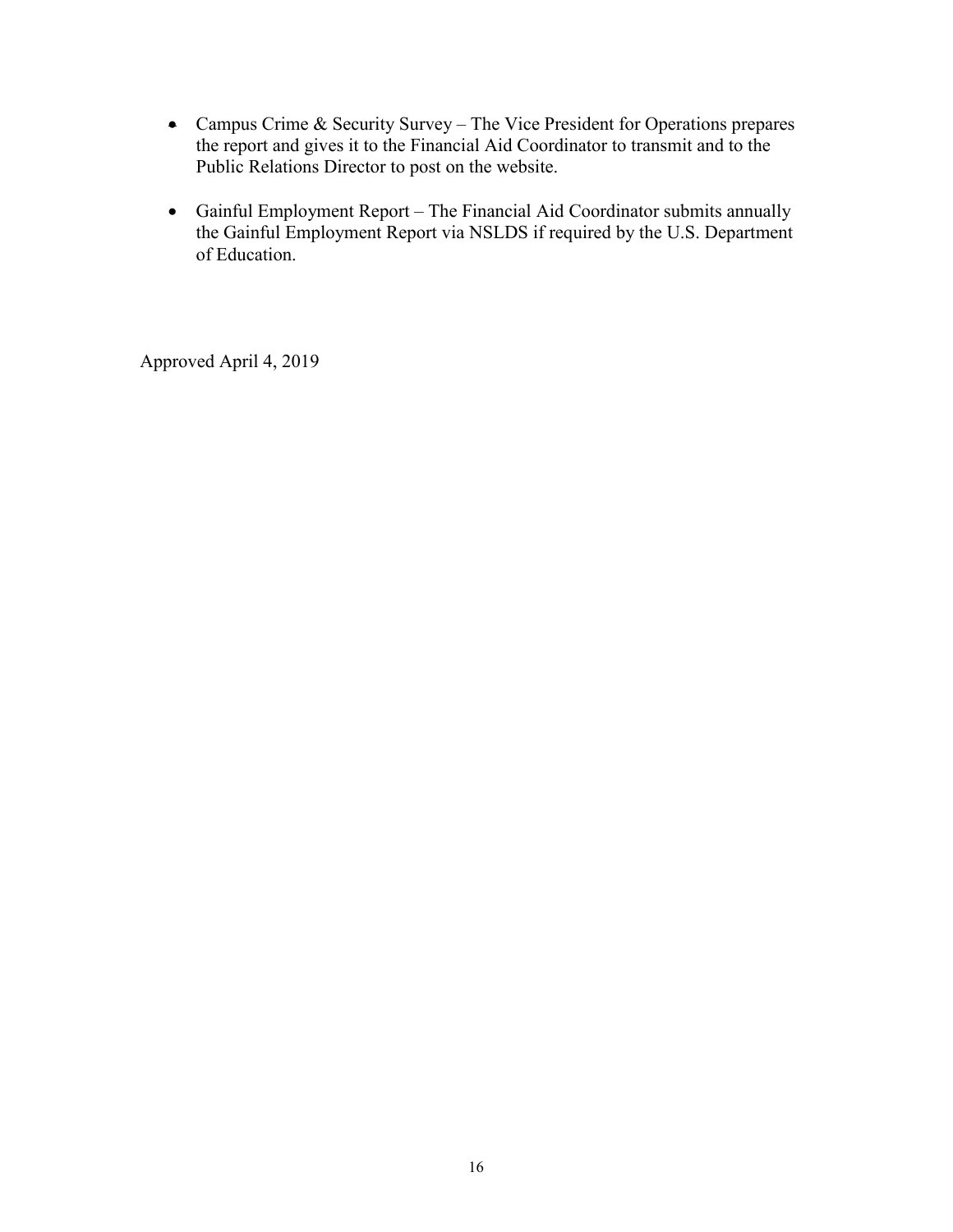- Campus Crime & Security Survey – The Vice President for Operations prepares the report and gives it to the Financial Aid Coordinator to transmit and to the Public Relations Director to post on the website.

- Gainful Employment Report – The Financial Aid Coordinator submits annually the Gainful Employment Report via NSLDS if required by the U.S. Department of Education.

Approved April 4, 2019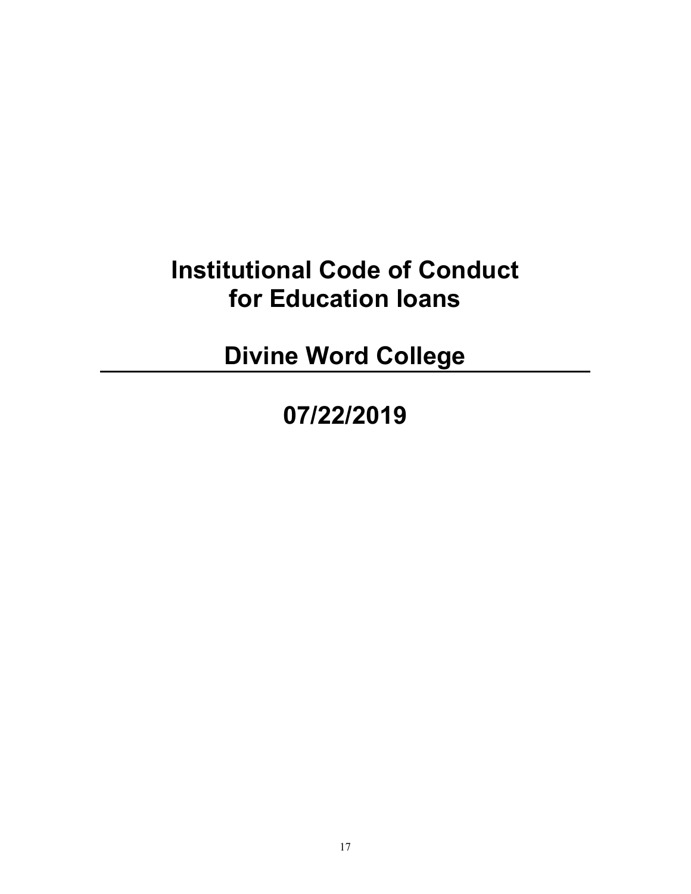# Institutional Code of Conduct for Education loans

## Divine Word College

---

## 07/22/2019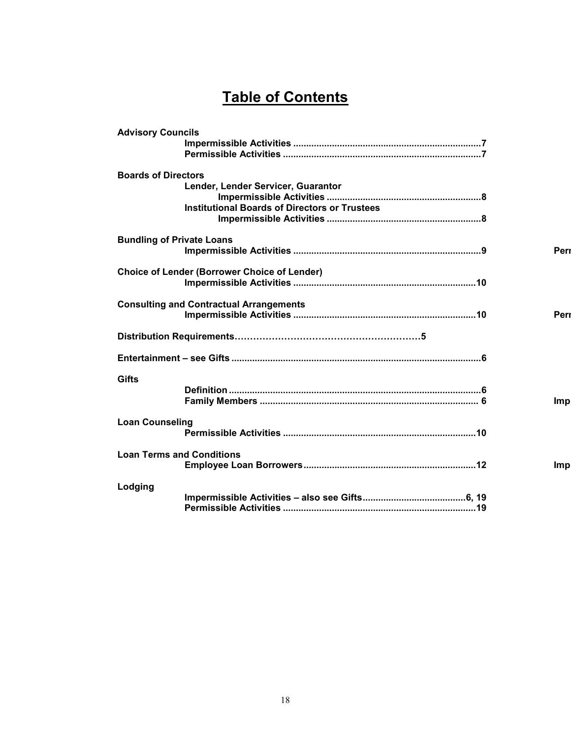# Table of Contents

**Advisory Councils**
- **Impermissible Activities** ........................................................................7
- **Permissible Activities** ............................................................................7

**Boards of Directors**
- **Lender, Lender Servicer, Guarantor**
  - **Impermissible Activities** ............................................................8
- **Institutional Boards of Directors or Trustees**
  - **Impermissible Activities** ............................................................8

**Bundling of Private Loans**
- **Impermissible Activities** ........................................................................9

**Choice of Lender (Borrower Choice of Lender)**
- **Impermissible Activities** ......................................................................10

**Consulting and Contractual Arrangements**
- **Impermissible Activities** ......................................................................10

**Distribution Requirements**……………………………………………………5

**Entertainment – see Gifts** .................................................................................................6

**Gifts**
- **Definition** .................................................................................................6
- **Family Members** .................................................................................... 6

**Loan Counseling**
- **Permissible Activities** ..........................................................................10

**Loan Terms and Conditions**
- **Employee Loan Borrowers** ..................................................................12

**Lodging**
- **Impermissible Activities – also see Gifts**........................................6, 19
- **Permissible Activities** ..........................................................................19

**Perr**

**Perr**

**Imp**

**Imp**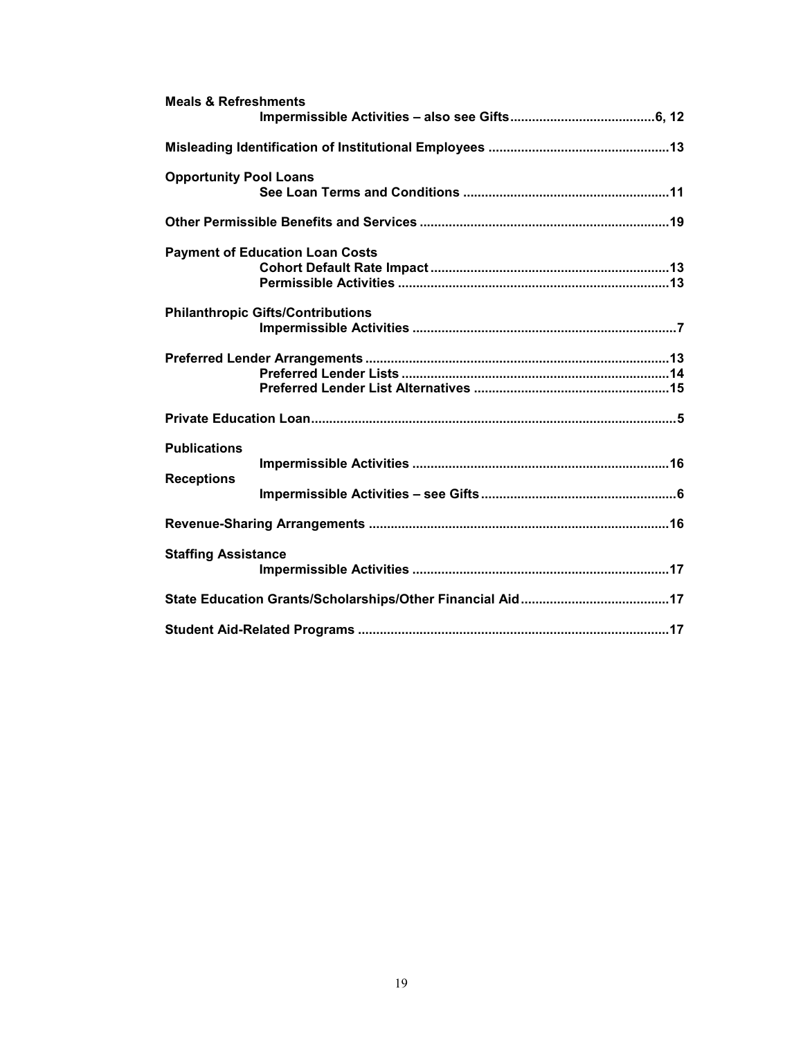**Meals & Refreshments**

- **Impermissible Activities – also see Gifts........................................6, 12**

**Misleading Identification of Institutional Employees .................................................13**

**Opportunity Pool Loans**

- **See Loan Terms and Conditions ........................................................11**

**Other Permissible Benefits and Services ....................................................................19**

**Payment of Education Loan Costs**

- **Cohort Default Rate Impact .................................................................13**
- **Permissible Activities ..........................................................................13**

**Philanthropic Gifts/Contributions**

- **Impermissible Activities ........................................................................7**

**Preferred Lender Arrangements ..................................................................................13**

- **Preferred Lender Lists .........................................................................14**
- **Preferred Lender List Alternatives .....................................................15**

**Private Education Loan....................................................................................................5**

**Publications**

- **Impermissible Activities ......................................................................16**

**Receptions**

- **Impermissible Activities – see Gifts.....................................................6**

**Revenue-Sharing Arrangements .................................................................................16**

**Staffing Assistance**

- **Impermissible Activities ......................................................................17**

**State Education Grants/Scholarships/Other Financial Aid.........................................17**

**Student Aid-Related Programs .....................................................................................17**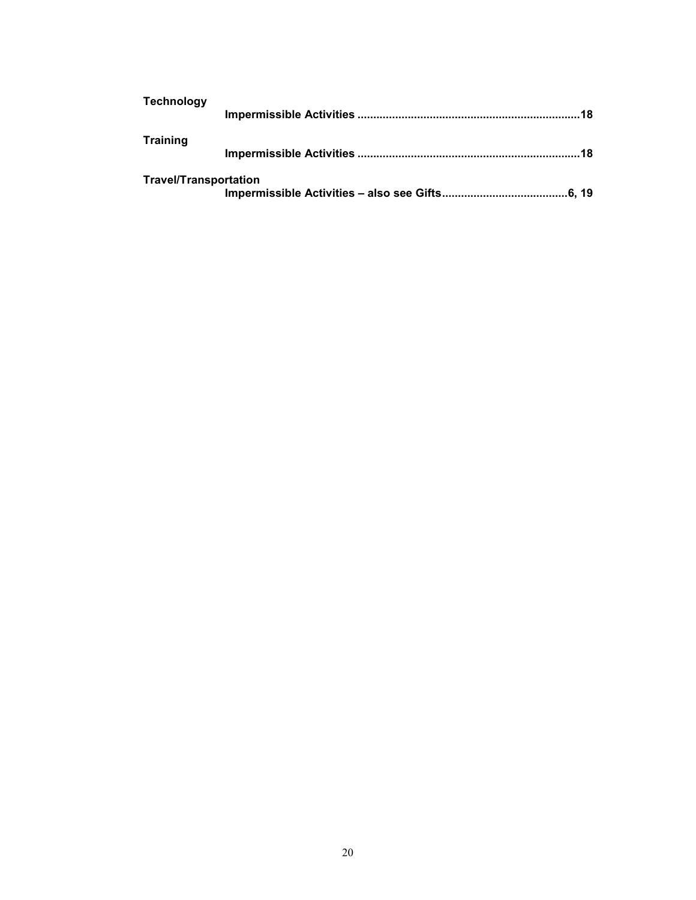**Technology**

**Impermissible Activities ......................................................................18**

**Training**

**Impermissible Activities ......................................................................18**

**Travel/Transportation**

**Impermissible Activities – also see Gifts........................................6, 19**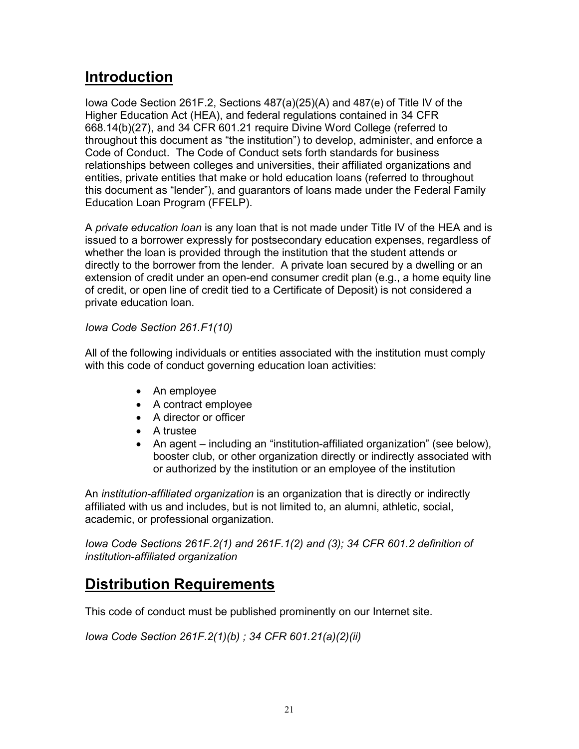## Introduction

Iowa Code Section 261F.2, Sections 487(a)(25)(A) and 487(e) of Title IV of the Higher Education Act (HEA), and federal regulations contained in 34 CFR 668.14(b)(27), and 34 CFR 601.21 require Divine Word College (referred to throughout this document as "the institution") to develop, administer, and enforce a Code of Conduct. The Code of Conduct sets forth standards for business relationships between colleges and universities, their affiliated organizations and entities, private entities that make or hold education loans (referred to throughout this document as "lender"), and guarantors of loans made under the Federal Family Education Loan Program (FFELP).

A *private education loan* is any loan that is not made under Title IV of the HEA and is issued to a borrower expressly for postsecondary education expenses, regardless of whether the loan is provided through the institution that the student attends or directly to the borrower from the lender. A private loan secured by a dwelling or an extension of credit under an open-end consumer credit plan (e.g., a home equity line of credit, or open line of credit tied to a Certificate of Deposit) is not considered a private education loan.

*Iowa Code Section 261.F1(10)*

All of the following individuals or entities associated with the institution must comply with this code of conduct governing education loan activities:

- An employee
- A contract employee
- A director or officer
- A trustee
- An agent – including an "institution-affiliated organization" (see below), booster club, or other organization directly or indirectly associated with or authorized by the institution or an employee of the institution

An *institution-affiliated organization* is an organization that is directly or indirectly affiliated with us and includes, but is not limited to, an alumni, athletic, social, academic, or professional organization.

*Iowa Code Sections 261F.2(1) and 261F.1(2) and (3); 34 CFR 601.2 definition of institution-affiliated organization*

## Distribution Requirements

This code of conduct must be published prominently on our Internet site.

*Iowa Code Section 261F.2(1)(b) ; 34 CFR 601.21(a)(2)(ii)*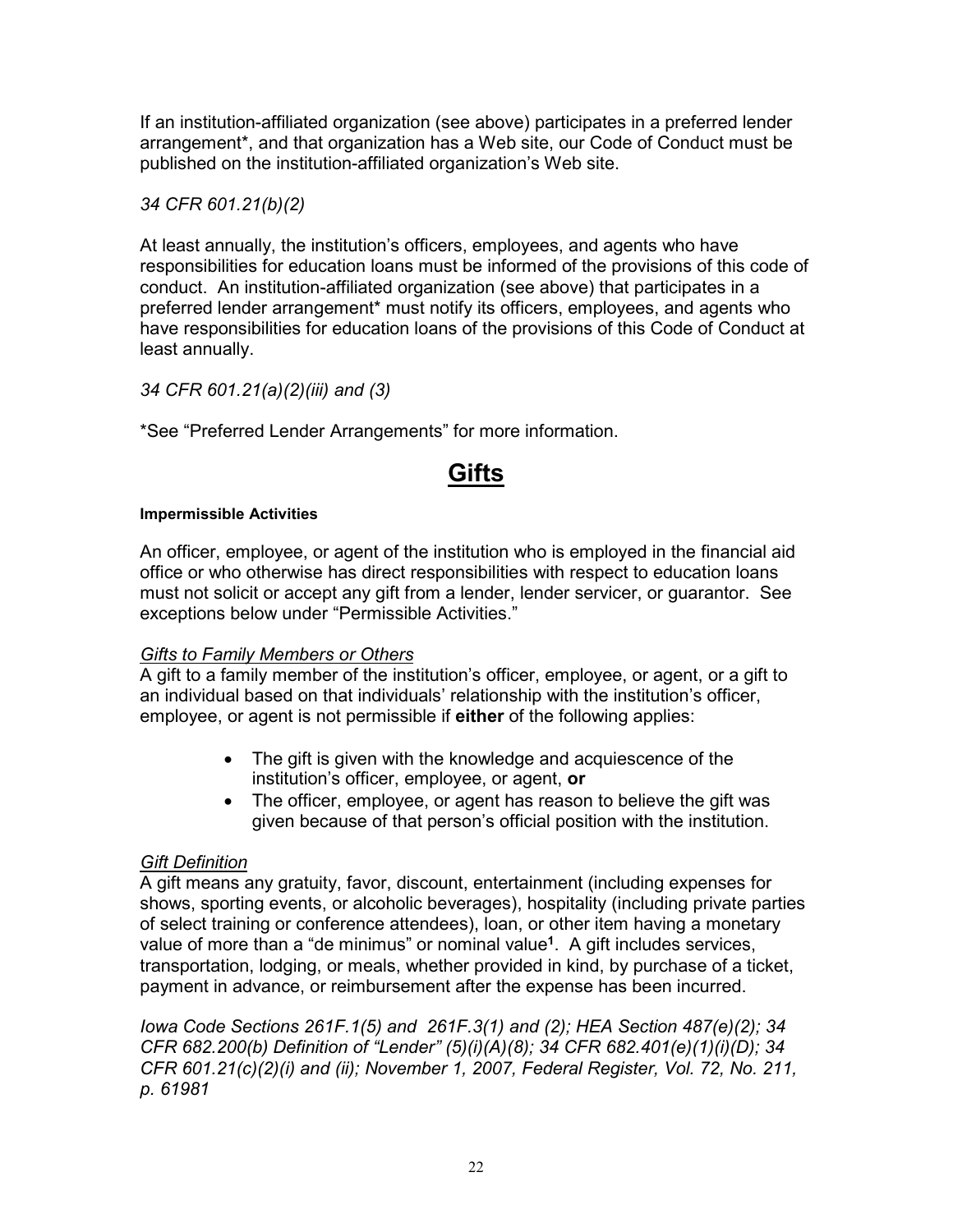If an institution-affiliated organization (see above) participates in a preferred lender arrangement*, and that organization has a Web site, our Code of Conduct must be published on the institution-affiliated organization's Web site.

*34 CFR 601.21(b)(2)*

At least annually, the institution's officers, employees, and agents who have responsibilities for education loans must be informed of the provisions of this code of conduct. An institution-affiliated organization (see above) that participates in a preferred lender arrangement* must notify its officers, employees, and agents who have responsibilities for education loans of the provisions of this Code of Conduct at least annually.

*34 CFR 601.21(a)(2)(iii) and (3)*

*See "Preferred Lender Arrangements" for more information.

## Gifts

#### Impermissible Activities

An officer, employee, or agent of the institution who is employed in the financial aid office or who otherwise has direct responsibilities with respect to education loans must not solicit or accept any gift from a lender, lender servicer, or guarantor. See exceptions below under "Permissible Activities."

*Gifts to Family Members or Others*

A gift to a family member of the institution's officer, employee, or agent, or a gift to an individual based on that individuals' relationship with the institution's officer, employee, or agent is not permissible if **either** of the following applies:

- The gift is given with the knowledge and acquiescence of the institution's officer, employee, or agent, **or**
- The officer, employee, or agent has reason to believe the gift was given because of that person's official position with the institution.

*Gift Definition*

A gift means any gratuity, favor, discount, entertainment (including expenses for shows, sporting events, or alcoholic beverages), hospitality (including private parties of select training or conference attendees), loan, or other item having a monetary value of more than a "de minimus" or nominal value[1]. A gift includes services, transportation, lodging, or meals, whether provided in kind, by purchase of a ticket, payment in advance, or reimbursement after the expense has been incurred.

*Iowa Code Sections 261F.1(5) and 261F.3(1) and (2); HEA Section 487(e)(2); 34 CFR 682.200(b) Definition of "Lender" (5)(i)(A)(8); 34 CFR 682.401(e)(1)(i)(D); 34 CFR 601.21(c)(2)(i) and (ii); November 1, 2007, Federal Register, Vol. 72, No. 211, p. 61981*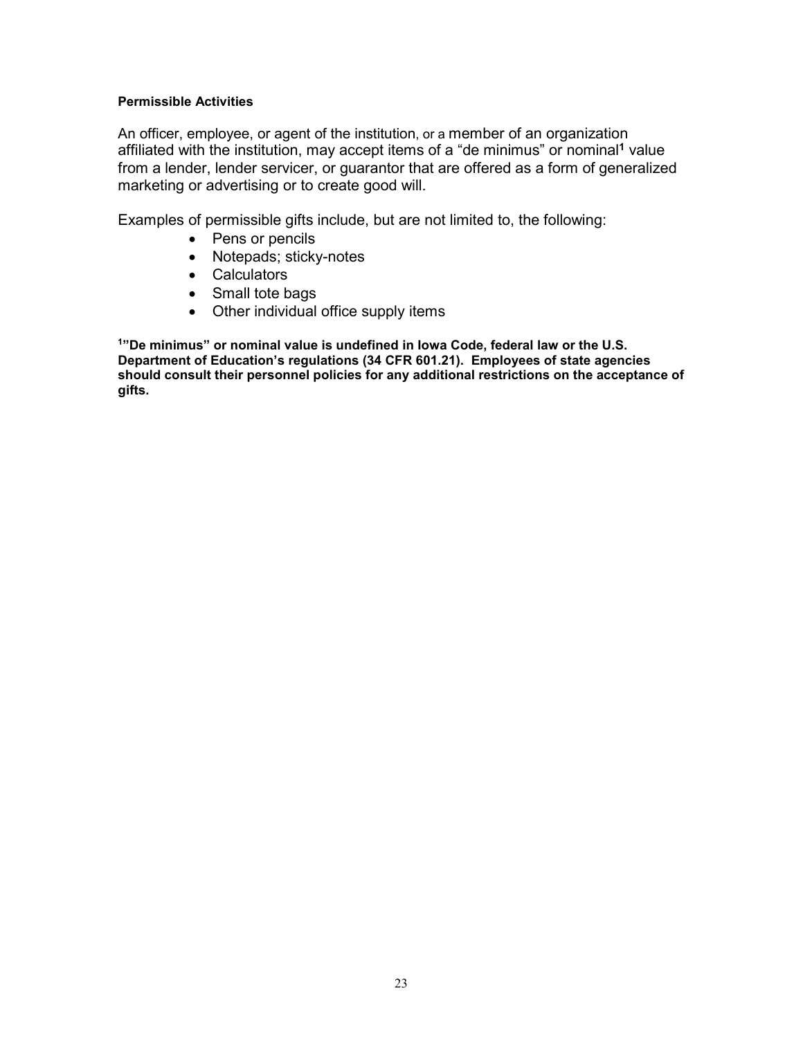**Permissible Activities**

An officer, employee, or agent of the institution, or a member of an organization affiliated with the institution, may accept items of a "de minimus" or nominal[1] value from a lender, lender servicer, or guarantor that are offered as a form of generalized marketing or advertising or to create good will.

Examples of permissible gifts include, but are not limited to, the following:

- Pens or pencils
- Notepads; sticky-notes
- Calculators
- Small tote bags
- Other individual office supply items

**[1]"De minimus" or nominal value is undefined in Iowa Code, federal law or the U.S. Department of Education's regulations (34 CFR 601.21). Employees of state agencies should consult their personnel policies for any additional restrictions on the acceptance of gifts.**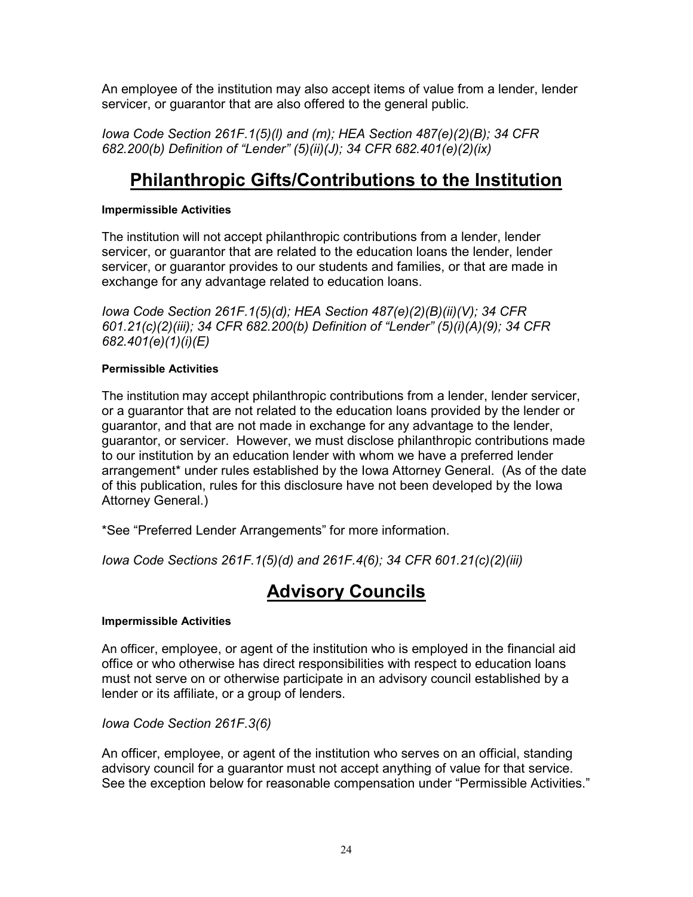An employee of the institution may also accept items of value from a lender, lender servicer, or guarantor that are also offered to the general public.

*Iowa Code Section 261F.1(5)(l) and (m); HEA Section 487(e)(2)(B); 34 CFR 682.200(b) Definition of "Lender" (5)(ii)(J); 34 CFR 682.401(e)(2)(ix)*

## Philanthropic Gifts/Contributions to the Institution

#### Impermissible Activities

The institution will not accept philanthropic contributions from a lender, lender servicer, or guarantor that are related to the education loans the lender, lender servicer, or guarantor provides to our students and families, or that are made in exchange for any advantage related to education loans.

*Iowa Code Section 261F.1(5)(d); HEA Section 487(e)(2)(B)(ii)(V); 34 CFR 601.21(c)(2)(iii); 34 CFR 682.200(b) Definition of "Lender" (5)(i)(A)(9); 34 CFR 682.401(e)(1)(i)(E)*

#### Permissible Activities

The institution may accept philanthropic contributions from a lender, lender servicer, or a guarantor that are not related to the education loans provided by the lender or guarantor, and that are not made in exchange for any advantage to the lender, guarantor, or servicer. However, we must disclose philanthropic contributions made to our institution by an education lender with whom we have a preferred lender arrangement* under rules established by the Iowa Attorney General. (As of the date of this publication, rules for this disclosure have not been developed by the Iowa Attorney General.)

*See "Preferred Lender Arrangements" for more information.

*Iowa Code Sections 261F.1(5)(d) and 261F.4(6); 34 CFR 601.21(c)(2)(iii)*

## Advisory Councils

#### Impermissible Activities

An officer, employee, or agent of the institution who is employed in the financial aid office or who otherwise has direct responsibilities with respect to education loans must not serve on or otherwise participate in an advisory council established by a lender or its affiliate, or a group of lenders.

*Iowa Code Section 261F.3(6)*

An officer, employee, or agent of the institution who serves on an official, standing advisory council for a guarantor must not accept anything of value for that service. See the exception below for reasonable compensation under "Permissible Activities."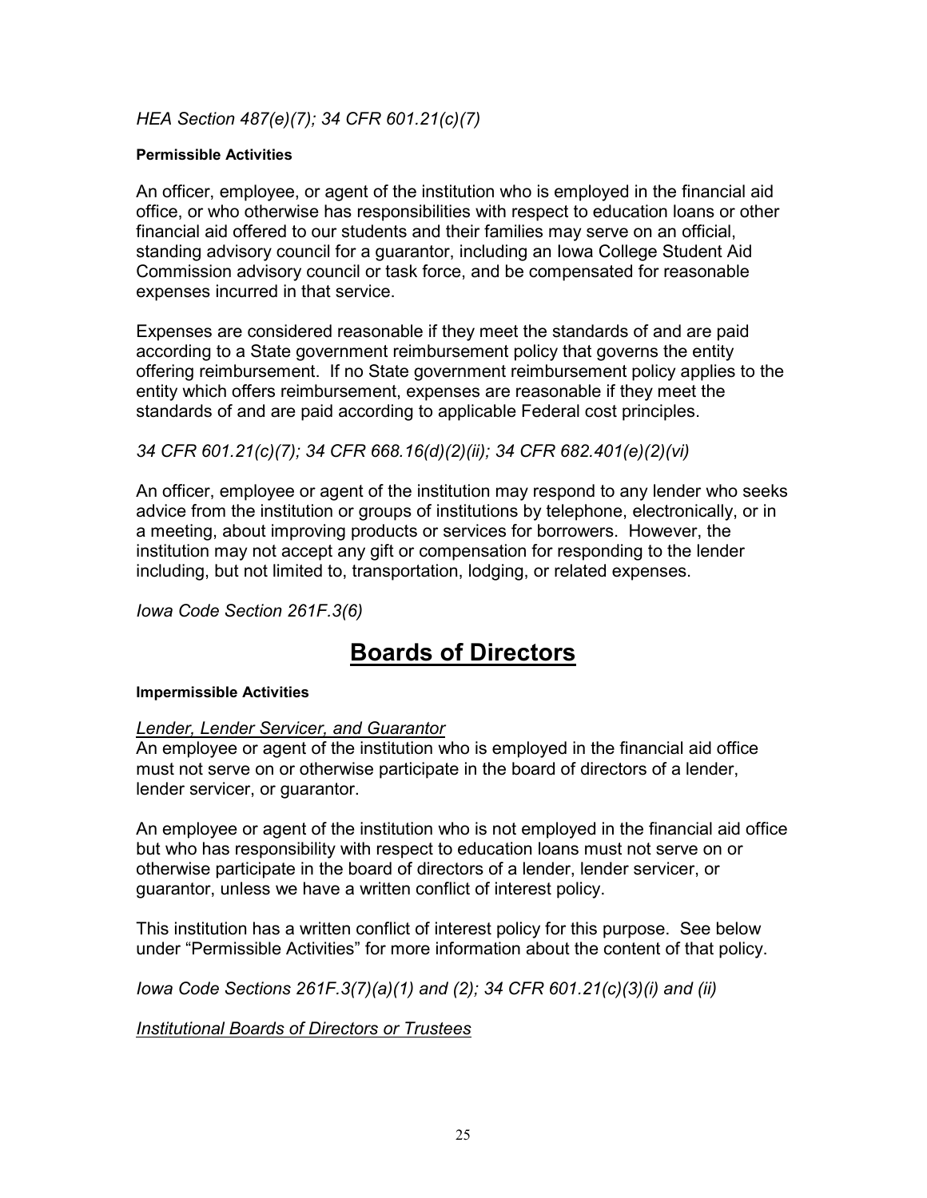*HEA Section 487(e)(7); 34 CFR 601.21(c)(7)*

**Permissible Activities**

An officer, employee, or agent of the institution who is employed in the financial aid office, or who otherwise has responsibilities with respect to education loans or other financial aid offered to our students and their families may serve on an official, standing advisory council for a guarantor, including an Iowa College Student Aid Commission advisory council or task force, and be compensated for reasonable expenses incurred in that service.

Expenses are considered reasonable if they meet the standards of and are paid according to a State government reimbursement policy that governs the entity offering reimbursement. If no State government reimbursement policy applies to the entity which offers reimbursement, expenses are reasonable if they meet the standards of and are paid according to applicable Federal cost principles.

*34 CFR 601.21(c)(7); 34 CFR 668.16(d)(2)(ii); 34 CFR 682.401(e)(2)(vi)*

An officer, employee or agent of the institution may respond to any lender who seeks advice from the institution or groups of institutions by telephone, electronically, or in a meeting, about improving products or services for borrowers. However, the institution may not accept any gift or compensation for responding to the lender including, but not limited to, transportation, lodging, or related expenses.

*Iowa Code Section 261F.3(6)*

# Boards of Directors

**Impermissible Activities**

*Lender, Lender Servicer, and Guarantor*

An employee or agent of the institution who is employed in the financial aid office must not serve on or otherwise participate in the board of directors of a lender, lender servicer, or guarantor.

An employee or agent of the institution who is not employed in the financial aid office but who has responsibility with respect to education loans must not serve on or otherwise participate in the board of directors of a lender, lender servicer, or guarantor, unless we have a written conflict of interest policy.

This institution has a written conflict of interest policy for this purpose. See below under "Permissible Activities" for more information about the content of that policy.

*Iowa Code Sections 261F.3(7)(a)(1) and (2); 34 CFR 601.21(c)(3)(i) and (ii)*

*Institutional Boards of Directors or Trustees*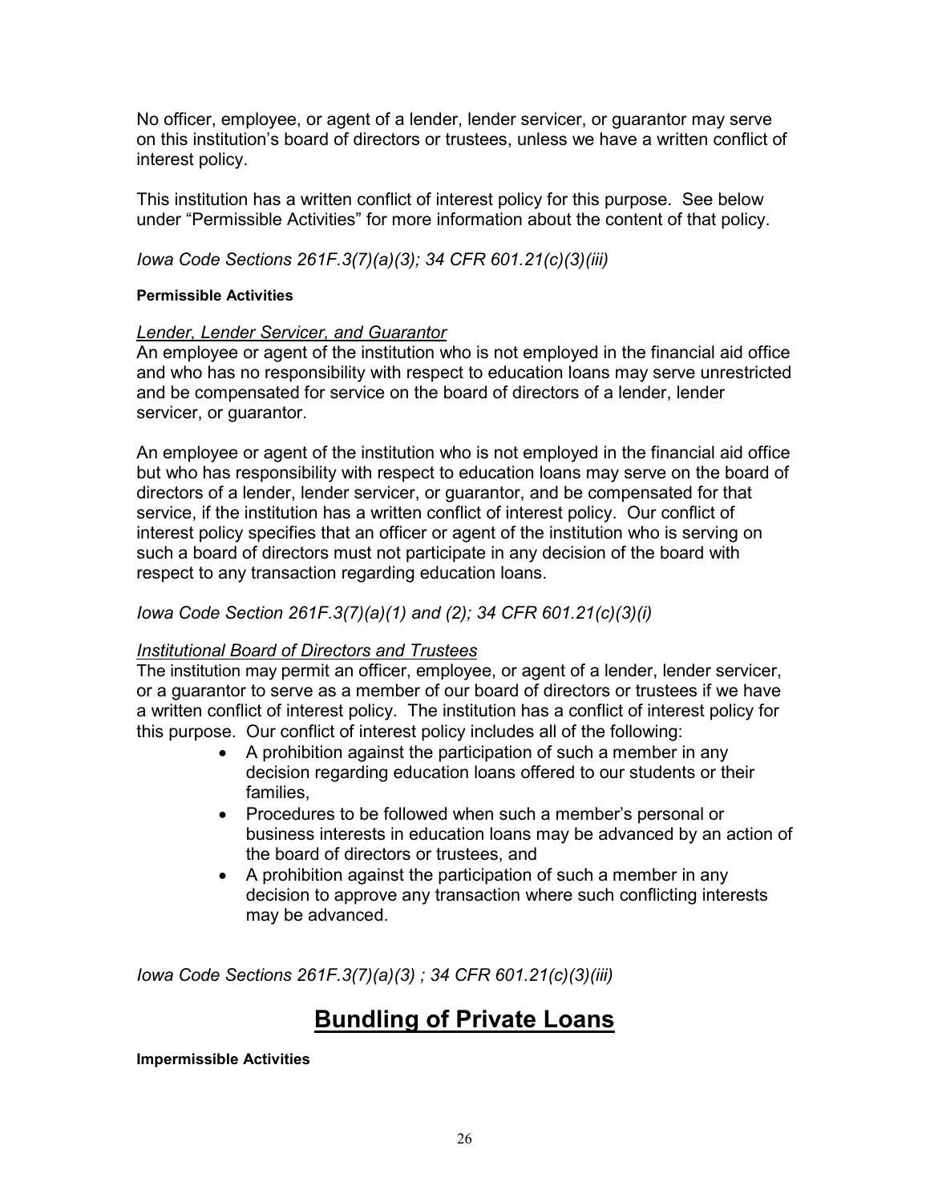No officer, employee, or agent of a lender, lender servicer, or guarantor may serve on this institution's board of directors or trustees, unless we have a written conflict of interest policy.

This institution has a written conflict of interest policy for this purpose. See below under "Permissible Activities" for more information about the content of that policy.

*Iowa Code Sections 261F.3(7)(a)(3); 34 CFR 601.21(c)(3)(iii)*

**Permissible Activities**

*Lender, Lender Servicer, and Guarantor*

An employee or agent of the institution who is not employed in the financial aid office and who has no responsibility with respect to education loans may serve unrestricted and be compensated for service on the board of directors of a lender, lender servicer, or guarantor.

An employee or agent of the institution who is not employed in the financial aid office but who has responsibility with respect to education loans may serve on the board of directors of a lender, lender servicer, or guarantor, and be compensated for that service, if the institution has a written conflict of interest policy. Our conflict of interest policy specifies that an officer or agent of the institution who is serving on such a board of directors must not participate in any decision of the board with respect to any transaction regarding education loans.

*Iowa Code Section 261F.3(7)(a)(1) and (2); 34 CFR 601.21(c)(3)(i)*

*Institutional Board of Directors and Trustees*

The institution may permit an officer, employee, or agent of a lender, lender servicer, or a guarantor to serve as a member of our board of directors or trustees if we have a written conflict of interest policy. The institution has a conflict of interest policy for this purpose. Our conflict of interest policy includes all of the following:

- A prohibition against the participation of such a member in any decision regarding education loans offered to our students or their families,
- Procedures to be followed when such a member's personal or business interests in education loans may be advanced by an action of the board of directors or trustees, and
- A prohibition against the participation of such a member in any decision to approve any transaction where such conflicting interests may be advanced.

*Iowa Code Sections 261F.3(7)(a)(3) ; 34 CFR 601.21(c)(3)(iii)*

# Bundling of Private Loans

**Impermissible Activities**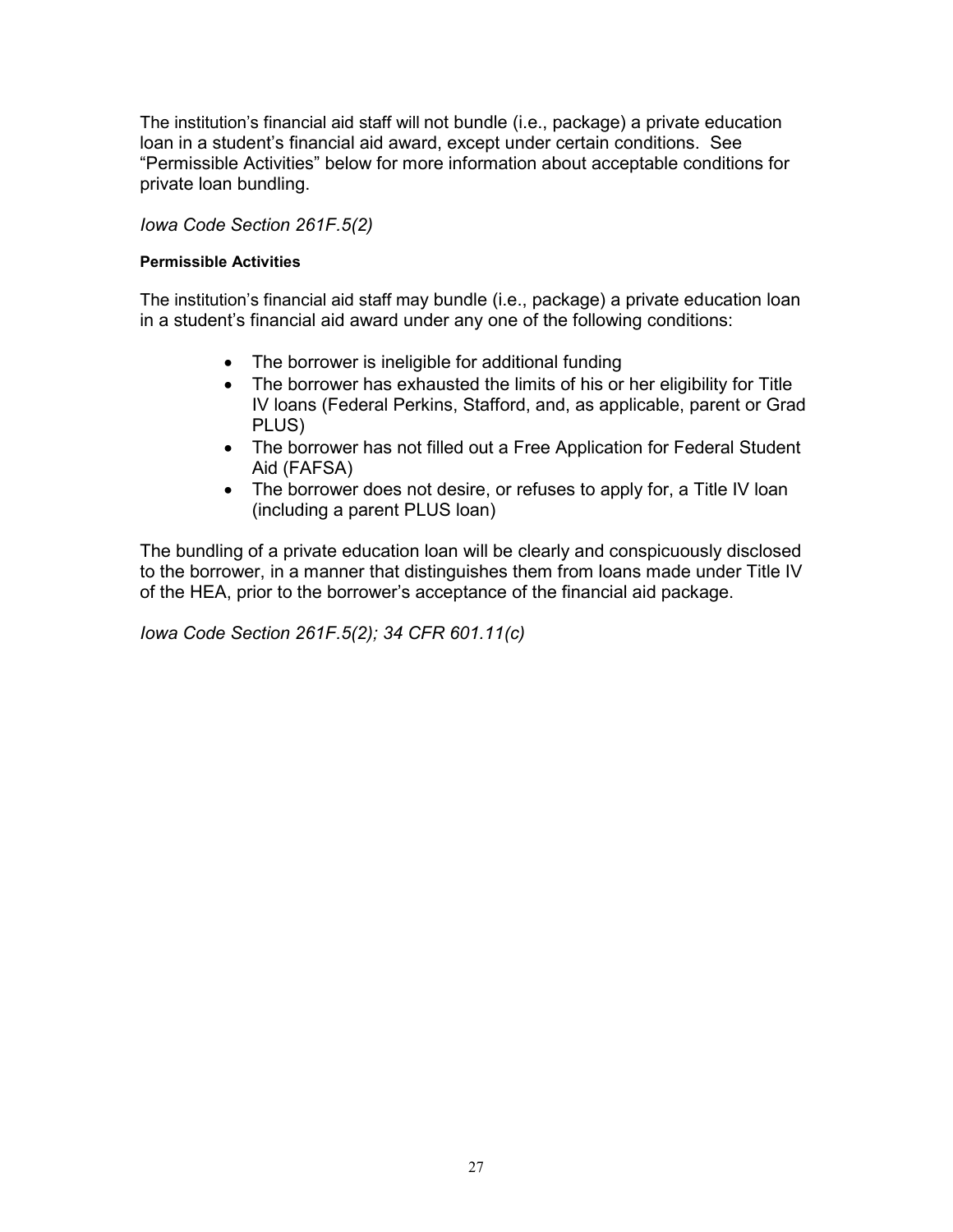The institution's financial aid staff will not bundle (i.e., package) a private education loan in a student's financial aid award, except under certain conditions. See "Permissible Activities" below for more information about acceptable conditions for private loan bundling.

*Iowa Code Section 261F.5(2)*

#### Permissible Activities

The institution's financial aid staff may bundle (i.e., package) a private education loan in a student's financial aid award under any one of the following conditions:

- The borrower is ineligible for additional funding
- The borrower has exhausted the limits of his or her eligibility for Title IV loans (Federal Perkins, Stafford, and, as applicable, parent or Grad PLUS)
- The borrower has not filled out a Free Application for Federal Student Aid (FAFSA)
- The borrower does not desire, or refuses to apply for, a Title IV loan (including a parent PLUS loan)

The bundling of a private education loan will be clearly and conspicuously disclosed to the borrower, in a manner that distinguishes them from loans made under Title IV of the HEA, prior to the borrower's acceptance of the financial aid package.

*Iowa Code Section 261F.5(2); 34 CFR 601.11(c)*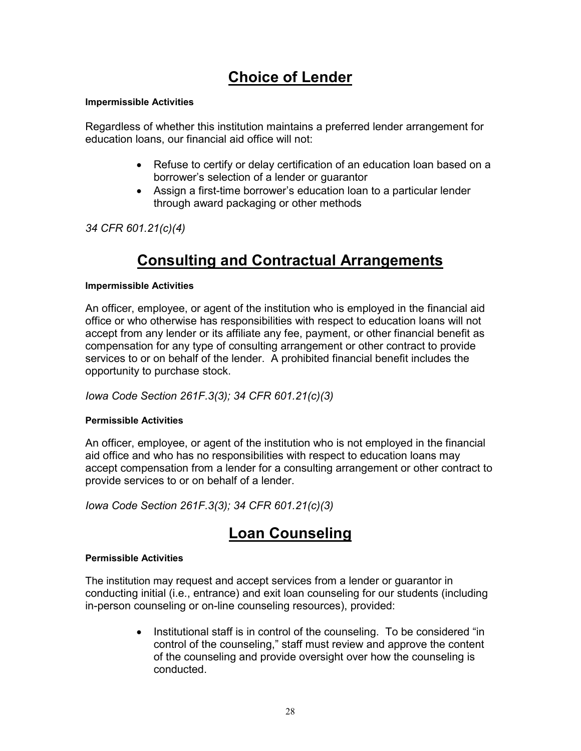# Choice of Lender

**Impermissible Activities**

Regardless of whether this institution maintains a preferred lender arrangement for education loans, our financial aid office will not:

- Refuse to certify or delay certification of an education loan based on a borrower's selection of a lender or guarantor
- Assign a first-time borrower's education loan to a particular lender through award packaging or other methods

*34 CFR 601.21(c)(4)*

# Consulting and Contractual Arrangements

**Impermissible Activities**

An officer, employee, or agent of the institution who is employed in the financial aid office or who otherwise has responsibilities with respect to education loans will not accept from any lender or its affiliate any fee, payment, or other financial benefit as compensation for any type of consulting arrangement or other contract to provide services to or on behalf of the lender. A prohibited financial benefit includes the opportunity to purchase stock.

*Iowa Code Section 261F.3(3); 34 CFR 601.21(c)(3)*

**Permissible Activities**

An officer, employee, or agent of the institution who is not employed in the financial aid office and who has no responsibilities with respect to education loans may accept compensation from a lender for a consulting arrangement or other contract to provide services to or on behalf of a lender.

*Iowa Code Section 261F.3(3); 34 CFR 601.21(c)(3)*

# Loan Counseling

**Permissible Activities**

The institution may request and accept services from a lender or guarantor in conducting initial (i.e., entrance) and exit loan counseling for our students (including in-person counseling or on-line counseling resources), provided:

- Institutional staff is in control of the counseling. To be considered "in control of the counseling," staff must review and approve the content of the counseling and provide oversight over how the counseling is conducted.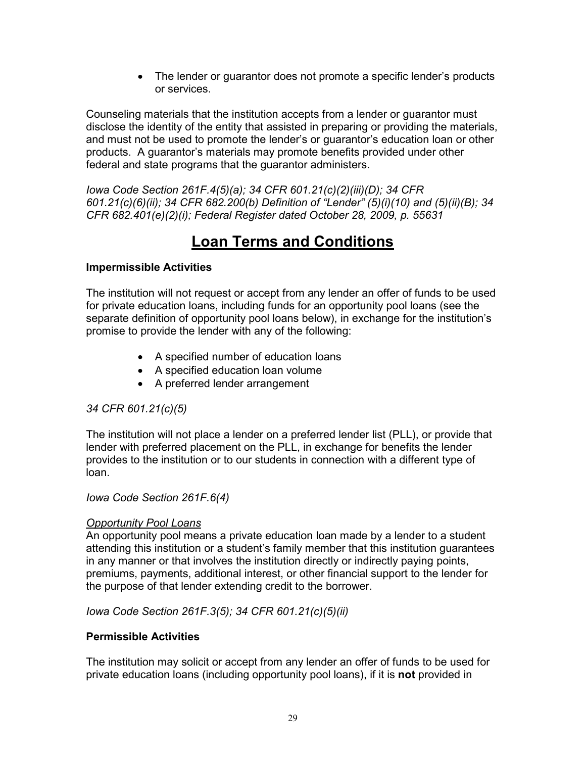- The lender or guarantor does not promote a specific lender's products or services.

Counseling materials that the institution accepts from a lender or guarantor must disclose the identity of the entity that assisted in preparing or providing the materials, and must not be used to promote the lender's or guarantor's education loan or other products. A guarantor's materials may promote benefits provided under other federal and state programs that the guarantor administers.

*Iowa Code Section 261F.4(5)(a); 34 CFR 601.21(c)(2)(iii)(D); 34 CFR 601.21(c)(6)(ii); 34 CFR 682.200(b) Definition of "Lender" (5)(i)(10) and (5)(ii)(B); 34 CFR 682.401(e)(2)(i); Federal Register dated October 28, 2009, p. 55631*

# Loan Terms and Conditions

### Impermissible Activities

The institution will not request or accept from any lender an offer of funds to be used for private education loans, including funds for an opportunity pool loans (see the separate definition of opportunity pool loans below), in exchange for the institution's promise to provide the lender with any of the following:

- A specified number of education loans
- A specified education loan volume
- A preferred lender arrangement

*34 CFR 601.21(c)(5)*

The institution will not place a lender on a preferred lender list (PLL), or provide that lender with preferred placement on the PLL, in exchange for benefits the lender provides to the institution or to our students in connection with a different type of loan.

*Iowa Code Section 261F.6(4)*

*Opportunity Pool Loans*
An opportunity pool means a private education loan made by a lender to a student attending this institution or a student's family member that this institution guarantees in any manner or that involves the institution directly or indirectly paying points, premiums, payments, additional interest, or other financial support to the lender for the purpose of that lender extending credit to the borrower.

*Iowa Code Section 261F.3(5); 34 CFR 601.21(c)(5)(ii)*

### Permissible Activities

The institution may solicit or accept from any lender an offer of funds to be used for private education loans (including opportunity pool loans), if it is **not** provided in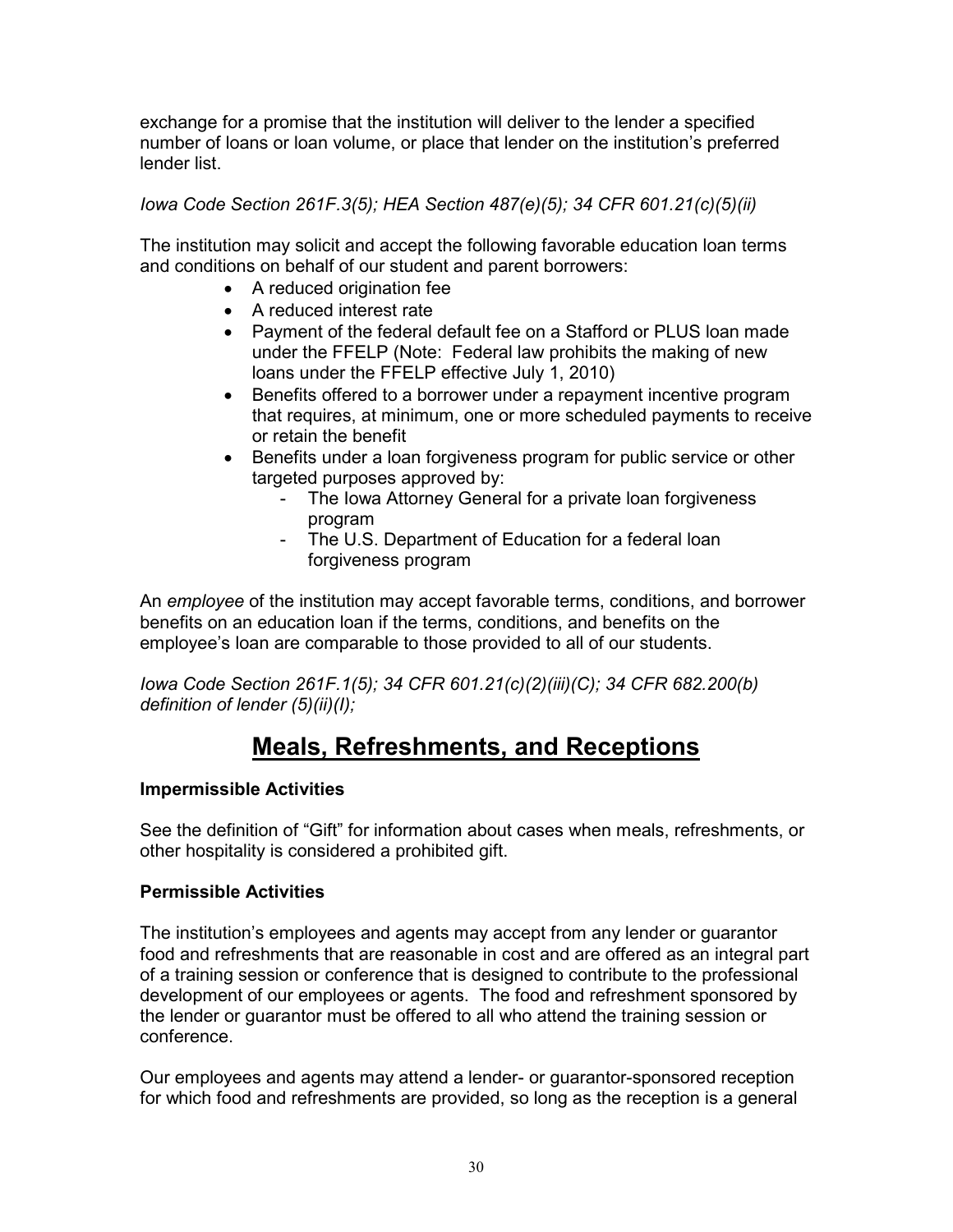exchange for a promise that the institution will deliver to the lender a specified number of loans or loan volume, or place that lender on the institution's preferred lender list.

*Iowa Code Section 261F.3(5); HEA Section 487(e)(5); 34 CFR 601.21(c)(5)(ii)*

The institution may solicit and accept the following favorable education loan terms and conditions on behalf of our student and parent borrowers:

- A reduced origination fee
- A reduced interest rate
- Payment of the federal default fee on a Stafford or PLUS loan made under the FFELP (Note: Federal law prohibits the making of new loans under the FFELP effective July 1, 2010)
- Benefits offered to a borrower under a repayment incentive program that requires, at minimum, one or more scheduled payments to receive or retain the benefit
- Benefits under a loan forgiveness program for public service or other targeted purposes approved by:
    - The Iowa Attorney General for a private loan forgiveness program
    - The U.S. Department of Education for a federal loan forgiveness program

An *employee* of the institution may accept favorable terms, conditions, and borrower benefits on an education loan if the terms, conditions, and benefits on the employee's loan are comparable to those provided to all of our students.

*Iowa Code Section 261F.1(5); 34 CFR 601.21(c)(2)(iii)(C); 34 CFR 682.200(b) definition of lender (5)(ii)(I);*

# Meals, Refreshments, and Receptions

**Impermissible Activities**

See the definition of "Gift" for information about cases when meals, refreshments, or other hospitality is considered a prohibited gift.

**Permissible Activities**

The institution's employees and agents may accept from any lender or guarantor food and refreshments that are reasonable in cost and are offered as an integral part of a training session or conference that is designed to contribute to the professional development of our employees or agents. The food and refreshment sponsored by the lender or guarantor must be offered to all who attend the training session or conference.

Our employees and agents may attend a lender- or guarantor-sponsored reception for which food and refreshments are provided, so long as the reception is a general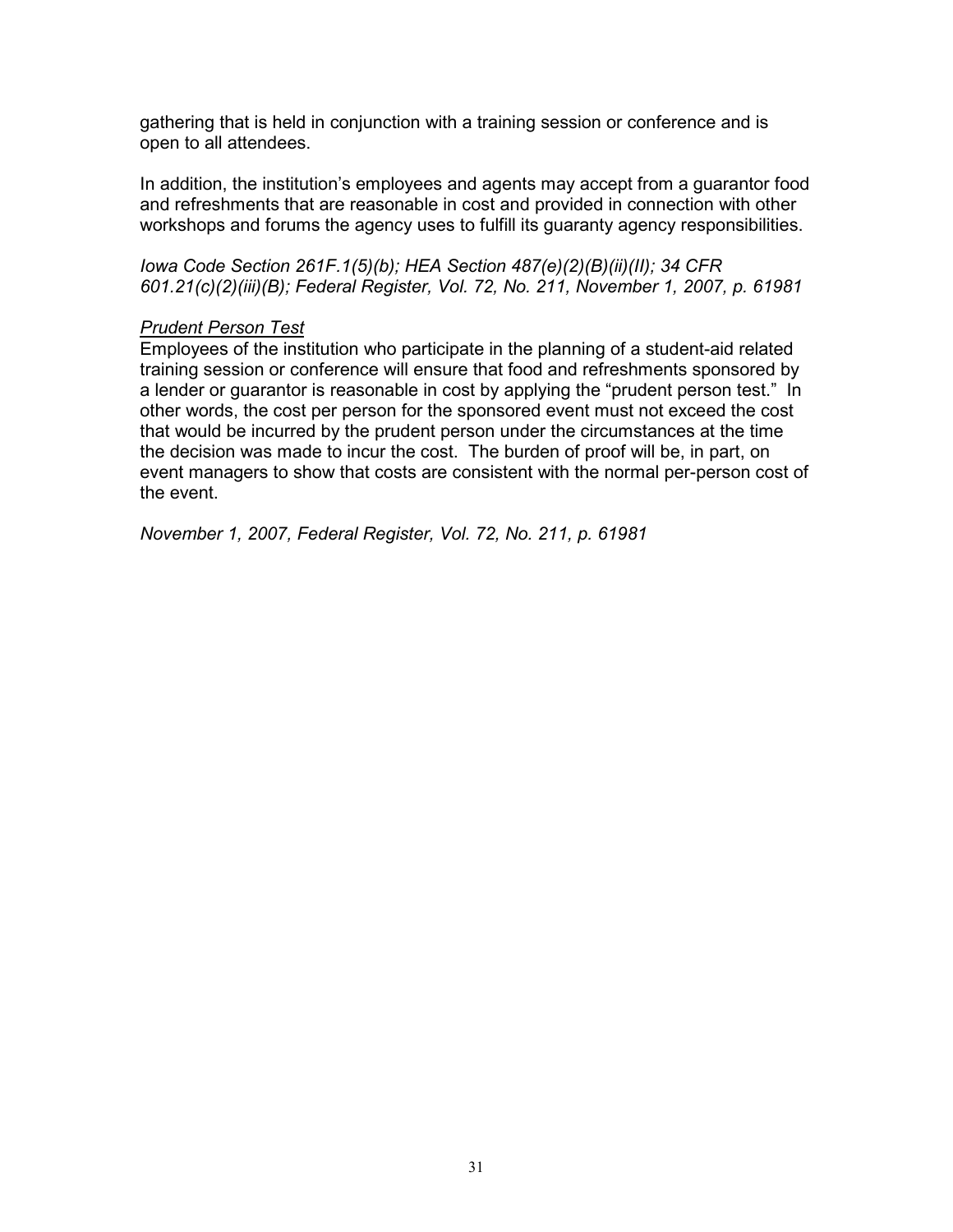gathering that is held in conjunction with a training session or conference and is open to all attendees.

In addition, the institution's employees and agents may accept from a guarantor food and refreshments that are reasonable in cost and provided in connection with other workshops and forums the agency uses to fulfill its guaranty agency responsibilities.

*Iowa Code Section 261F.1(5)(b); HEA Section 487(e)(2)(B)(ii)(II); 34 CFR 601.21(c)(2)(iii)(B); Federal Register, Vol. 72, No. 211, November 1, 2007, p. 61981*

*Prudent Person Test*

Employees of the institution who participate in the planning of a student-aid related training session or conference will ensure that food and refreshments sponsored by a lender or guarantor is reasonable in cost by applying the "prudent person test." In other words, the cost per person for the sponsored event must not exceed the cost that would be incurred by the prudent person under the circumstances at the time the decision was made to incur the cost. The burden of proof will be, in part, on event managers to show that costs are consistent with the normal per-person cost of the event.

*November 1, 2007, Federal Register, Vol. 72, No. 211, p. 61981*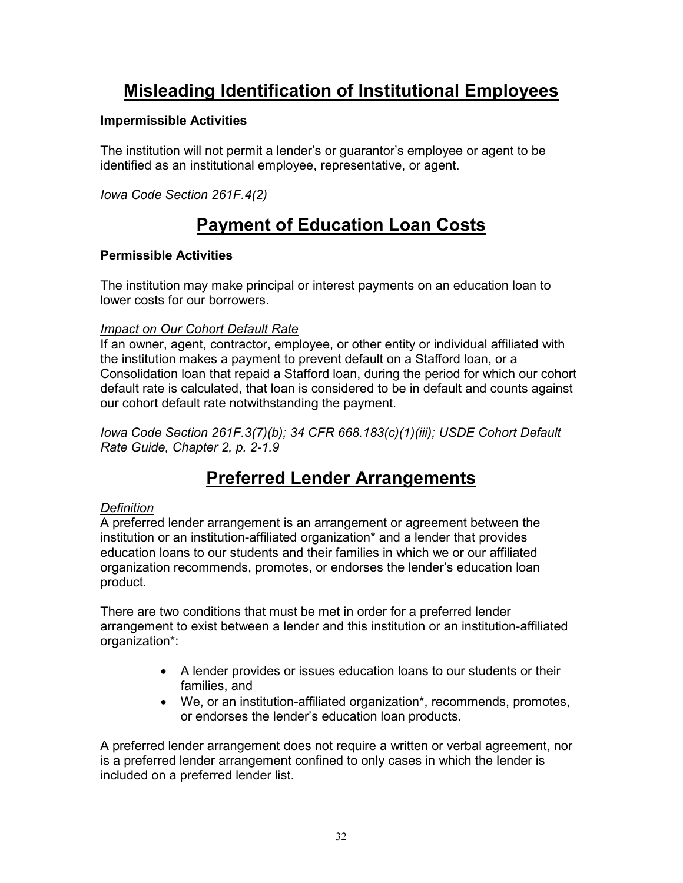# Misleading Identification of Institutional Employees

**Impermissible Activities**

The institution will not permit a lender's or guarantor's employee or agent to be identified as an institutional employee, representative, or agent.

*Iowa Code Section 261F.4(2)*

# Payment of Education Loan Costs

**Permissible Activities**

The institution may make principal or interest payments on an education loan to lower costs for our borrowers.

*Impact on Our Cohort Default Rate*
If an owner, agent, contractor, employee, or other entity or individual affiliated with the institution makes a payment to prevent default on a Stafford loan, or a Consolidation loan that repaid a Stafford loan, during the period for which our cohort default rate is calculated, that loan is considered to be in default and counts against our cohort default rate notwithstanding the payment.

*Iowa Code Section 261F.3(7)(b); 34 CFR 668.183(c)(1)(iii); USDE Cohort Default Rate Guide, Chapter 2, p. 2-1.9*

# Preferred Lender Arrangements

*Definition*
A preferred lender arrangement is an arrangement or agreement between the institution or an institution-affiliated organization* and a lender that provides education loans to our students and their families in which we or our affiliated organization recommends, promotes, or endorses the lender's education loan product.

There are two conditions that must be met in order for a preferred lender arrangement to exist between a lender and this institution or an institution-affiliated organization*:

- A lender provides or issues education loans to our students or their families, and
- We, or an institution-affiliated organization*, recommends, promotes, or endorses the lender's education loan products.

A preferred lender arrangement does not require a written or verbal agreement, nor is a preferred lender arrangement confined to only cases in which the lender is included on a preferred lender list.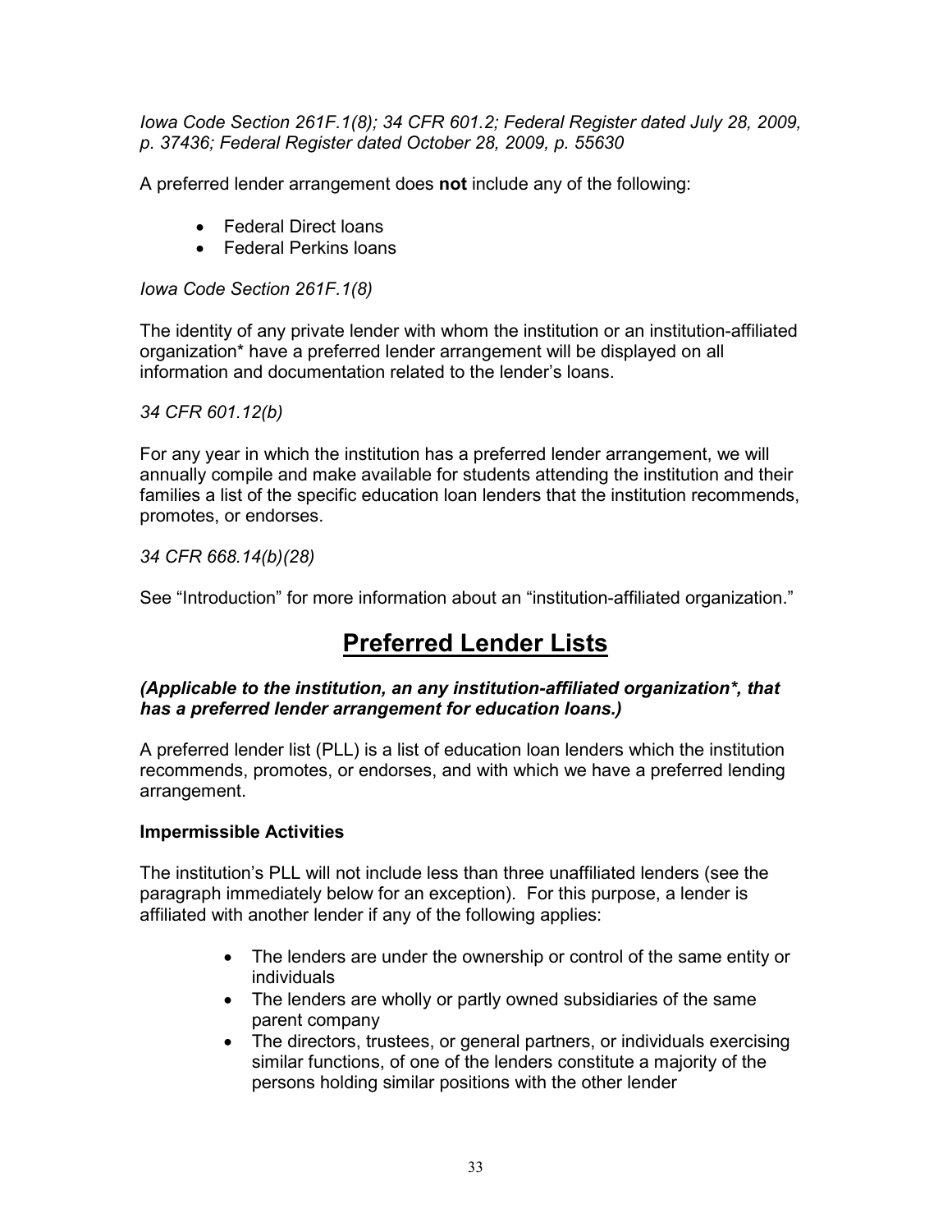*Iowa Code Section 261F.1(8); 34 CFR 601.2; Federal Register dated July 28, 2009, p. 37436; Federal Register dated October 28, 2009, p. 55630*

A preferred lender arrangement does **not** include any of the following:

- Federal Direct loans
- Federal Perkins loans

*Iowa Code Section 261F.1(8)*

The identity of any private lender with whom the institution or an institution-affiliated organization* have a preferred lender arrangement will be displayed on all information and documentation related to the lender's loans.

*34 CFR 601.12(b)*

For any year in which the institution has a preferred lender arrangement, we will annually compile and make available for students attending the institution and their families a list of the specific education loan lenders that the institution recommends, promotes, or endorses.

*34 CFR 668.14(b)(28)*

See "Introduction" for more information about an "institution-affiliated organization."

# Preferred Lender Lists

***(Applicable to the institution, an any institution-affiliated organization*, that has a preferred lender arrangement for education loans.)***

A preferred lender list (PLL) is a list of education loan lenders which the institution recommends, promotes, or endorses, and with which we have a preferred lending arrangement.

**Impermissible Activities**

The institution's PLL will not include less than three unaffiliated lenders (see the paragraph immediately below for an exception). For this purpose, a lender is affiliated with another lender if any of the following applies:

- The lenders are under the ownership or control of the same entity or individuals
- The lenders are wholly or partly owned subsidiaries of the same parent company
- The directors, trustees, or general partners, or individuals exercising similar functions, of one of the lenders constitute a majority of the persons holding similar positions with the other lender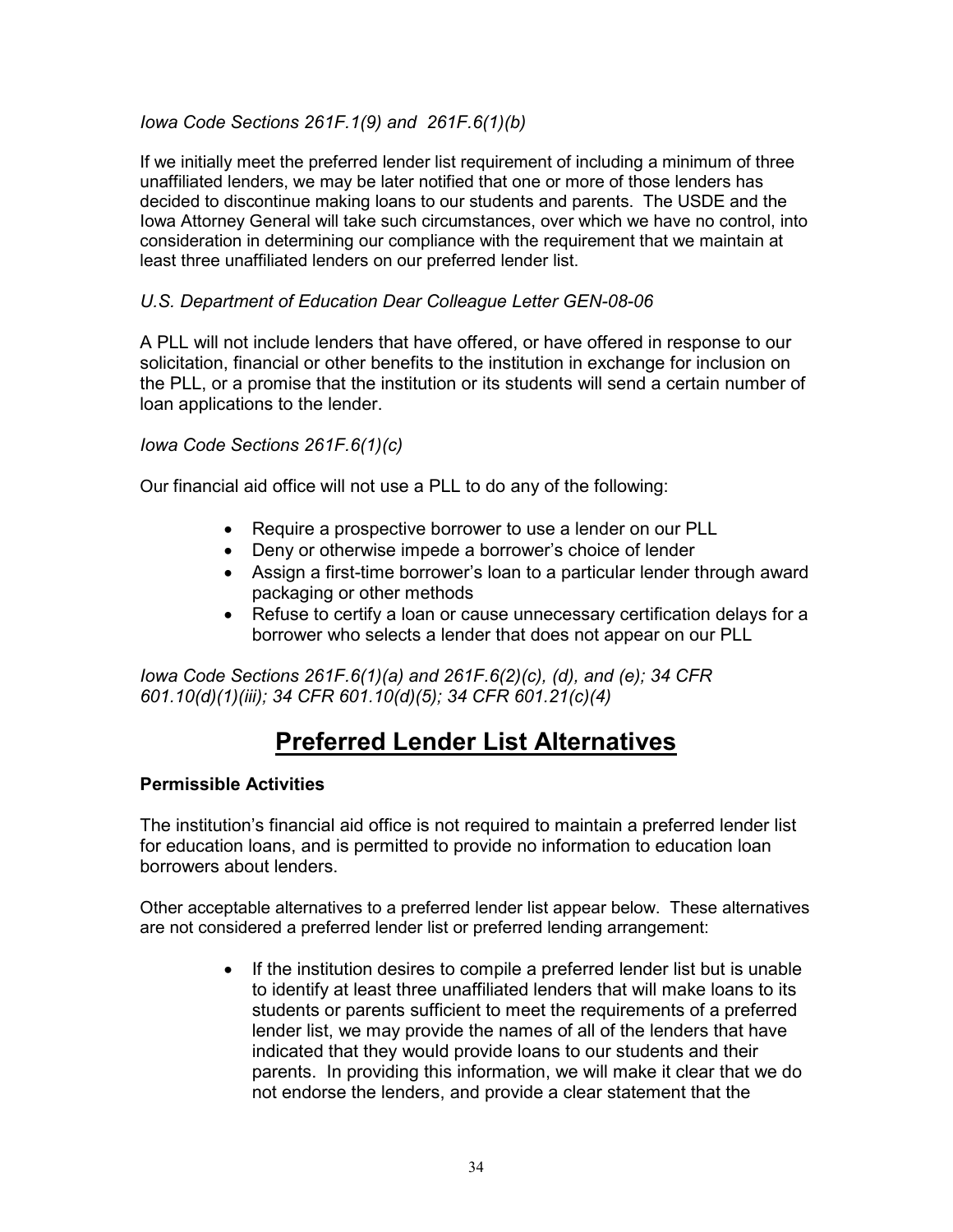*Iowa Code Sections 261F.1(9) and 261F.6(1)(b)*

If we initially meet the preferred lender list requirement of including a minimum of three unaffiliated lenders, we may be later notified that one or more of those lenders has decided to discontinue making loans to our students and parents. The USDE and the Iowa Attorney General will take such circumstances, over which we have no control, into consideration in determining our compliance with the requirement that we maintain at least three unaffiliated lenders on our preferred lender list.

*U.S. Department of Education Dear Colleague Letter GEN-08-06*

A PLL will not include lenders that have offered, or have offered in response to our solicitation, financial or other benefits to the institution in exchange for inclusion on the PLL, or a promise that the institution or its students will send a certain number of loan applications to the lender.

*Iowa Code Sections 261F.6(1)(c)*

Our financial aid office will not use a PLL to do any of the following:

- Require a prospective borrower to use a lender on our PLL
- Deny or otherwise impede a borrower's choice of lender
- Assign a first-time borrower's loan to a particular lender through award packaging or other methods
- Refuse to certify a loan or cause unnecessary certification delays for a borrower who selects a lender that does not appear on our PLL

*Iowa Code Sections 261F.6(1)(a) and 261F.6(2)(c), (d), and (e); 34 CFR 601.10(d)(1)(iii); 34 CFR 601.10(d)(5); 34 CFR 601.21(c)(4)*

# Preferred Lender List Alternatives

**Permissible Activities**

The institution's financial aid office is not required to maintain a preferred lender list for education loans, and is permitted to provide no information to education loan borrowers about lenders.

Other acceptable alternatives to a preferred lender list appear below. These alternatives are not considered a preferred lender list or preferred lending arrangement:

- If the institution desires to compile a preferred lender list but is unable to identify at least three unaffiliated lenders that will make loans to its students or parents sufficient to meet the requirements of a preferred lender list, we may provide the names of all of the lenders that have indicated that they would provide loans to our students and their parents. In providing this information, we will make it clear that we do not endorse the lenders, and provide a clear statement that the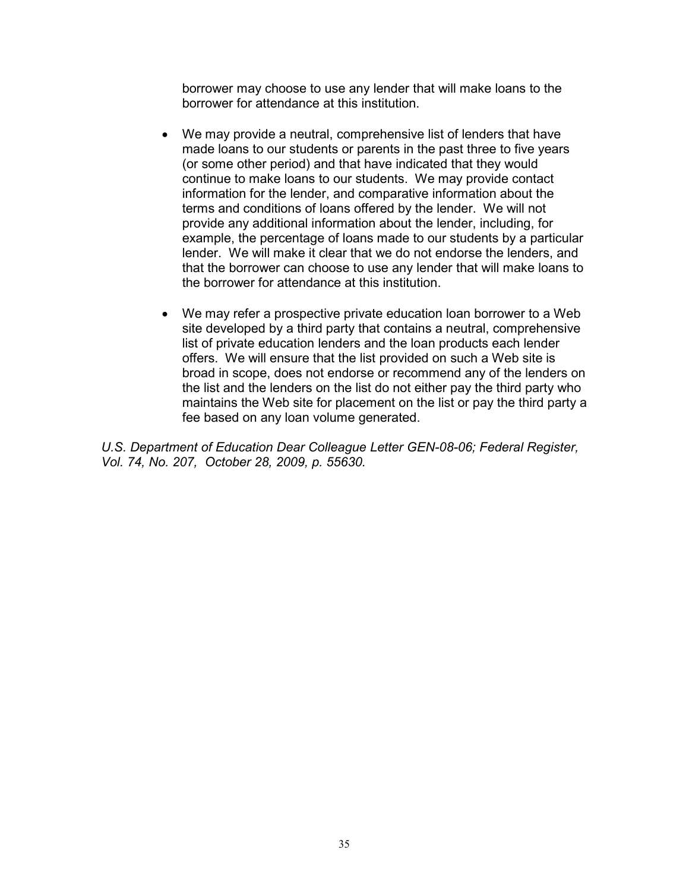borrower may choose to use any lender that will make loans to the borrower for attendance at this institution.

- We may provide a neutral, comprehensive list of lenders that have made loans to our students or parents in the past three to five years (or some other period) and that have indicated that they would continue to make loans to our students. We may provide contact information for the lender, and comparative information about the terms and conditions of loans offered by the lender. We will not provide any additional information about the lender, including, for example, the percentage of loans made to our students by a particular lender. We will make it clear that we do not endorse the lenders, and that the borrower can choose to use any lender that will make loans to the borrower for attendance at this institution.

- We may refer a prospective private education loan borrower to a Web site developed by a third party that contains a neutral, comprehensive list of private education lenders and the loan products each lender offers. We will ensure that the list provided on such a Web site is broad in scope, does not endorse or recommend any of the lenders on the list and the lenders on the list do not either pay the third party who maintains the Web site for placement on the list or pay the third party a fee based on any loan volume generated.

*U.S. Department of Education Dear Colleague Letter GEN-08-06; Federal Register, Vol. 74, No. 207, October 28, 2009, p. 55630.*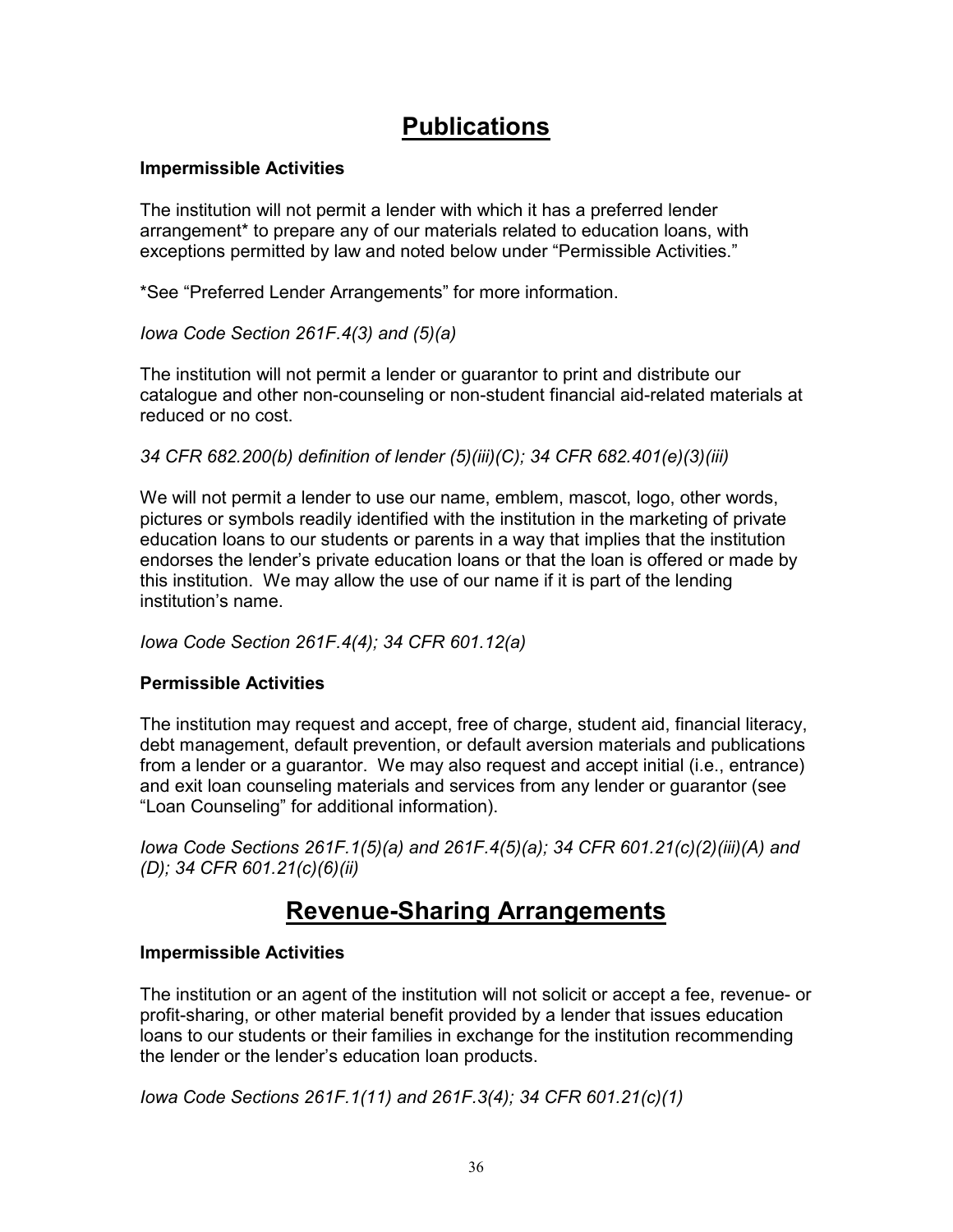# Publications

### Impermissible Activities

The institution will not permit a lender with which it has a preferred lender arrangement* to prepare any of our materials related to education loans, with exceptions permitted by law and noted below under "Permissible Activities."

*See "Preferred Lender Arrangements" for more information.

*Iowa Code Section 261F.4(3) and (5)(a)*

The institution will not permit a lender or guarantor to print and distribute our catalogue and other non-counseling or non-student financial aid-related materials at reduced or no cost.

*34 CFR 682.200(b) definition of lender (5)(iii)(C); 34 CFR 682.401(e)(3)(iii)*

We will not permit a lender to use our name, emblem, mascot, logo, other words, pictures or symbols readily identified with the institution in the marketing of private education loans to our students or parents in a way that implies that the institution endorses the lender's private education loans or that the loan is offered or made by this institution. We may allow the use of our name if it is part of the lending institution's name.

*Iowa Code Section 261F.4(4); 34 CFR 601.12(a)*

### Permissible Activities

The institution may request and accept, free of charge, student aid, financial literacy, debt management, default prevention, or default aversion materials and publications from a lender or a guarantor. We may also request and accept initial (i.e., entrance) and exit loan counseling materials and services from any lender or guarantor (see "Loan Counseling" for additional information).

*Iowa Code Sections 261F.1(5)(a) and 261F.4(5)(a); 34 CFR 601.21(c)(2)(iii)(A) and (D); 34 CFR 601.21(c)(6)(ii)*

# Revenue-Sharing Arrangements

### Impermissible Activities

The institution or an agent of the institution will not solicit or accept a fee, revenue- or profit-sharing, or other material benefit provided by a lender that issues education loans to our students or their families in exchange for the institution recommending the lender or the lender's education loan products.

*Iowa Code Sections 261F.1(11) and 261F.3(4); 34 CFR 601.21(c)(1)*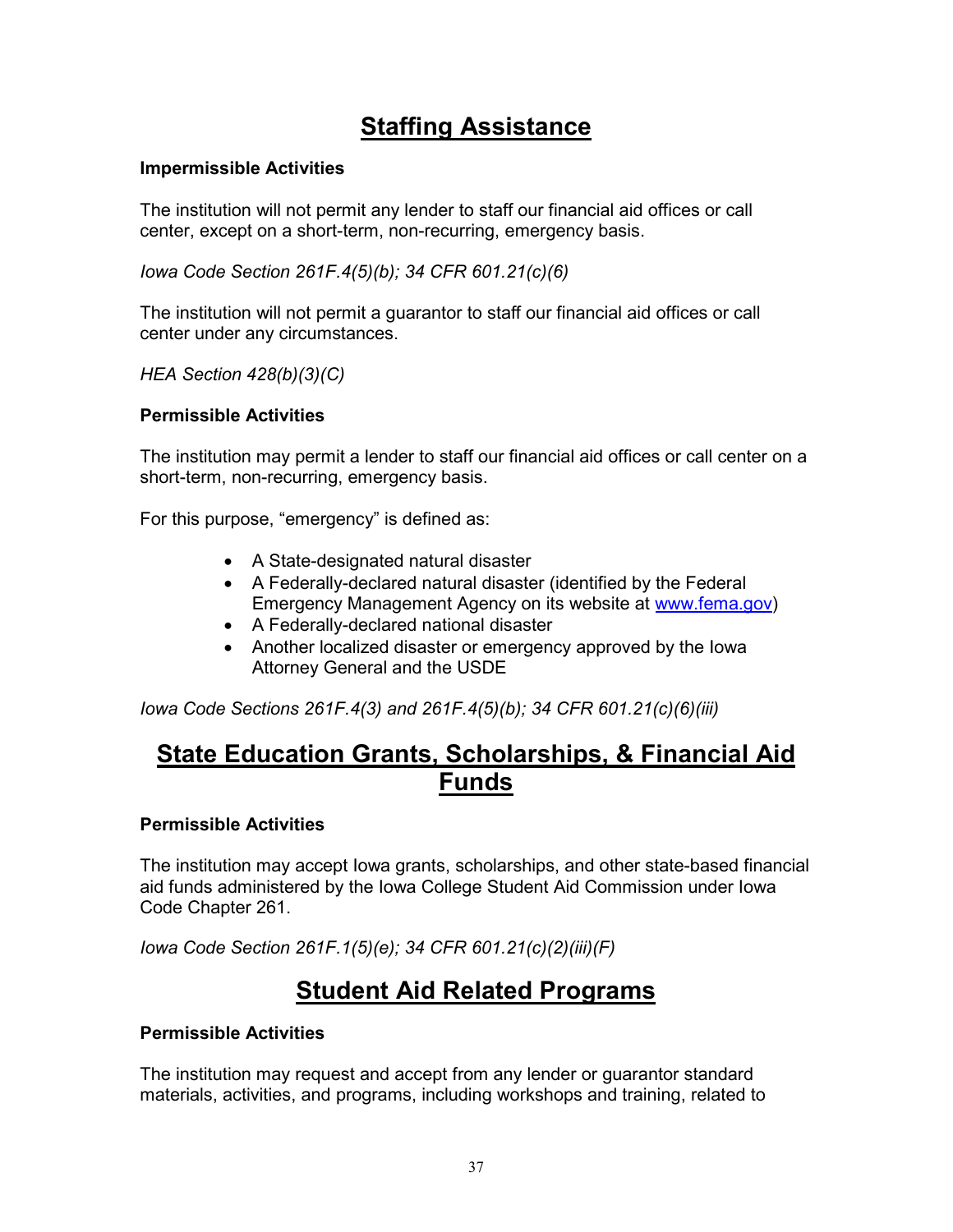## Staffing Assistance

**Impermissible Activities**

The institution will not permit any lender to staff our financial aid offices or call center, except on a short-term, non-recurring, emergency basis.

*Iowa Code Section 261F.4(5)(b); 34 CFR 601.21(c)(6)*

The institution will not permit a guarantor to staff our financial aid offices or call center under any circumstances.

*HEA Section 428(b)(3)(C)*

**Permissible Activities**

The institution may permit a lender to staff our financial aid offices or call center on a short-term, non-recurring, emergency basis.

For this purpose, "emergency" is defined as:

- A State-designated natural disaster
- A Federally-declared natural disaster (identified by the Federal Emergency Management Agency on its website at [www.fema.gov](www.fema.gov))
- A Federally-declared national disaster
- Another localized disaster or emergency approved by the Iowa Attorney General and the USDE

*Iowa Code Sections 261F.4(3) and 261F.4(5)(b); 34 CFR 601.21(c)(6)(iii)*

## State Education Grants, Scholarships, & Financial Aid Funds

**Permissible Activities**

The institution may accept Iowa grants, scholarships, and other state-based financial aid funds administered by the Iowa College Student Aid Commission under Iowa Code Chapter 261.

*Iowa Code Section 261F.1(5)(e); 34 CFR 601.21(c)(2)(iii)(F)*

## Student Aid Related Programs

**Permissible Activities**

The institution may request and accept from any lender or guarantor standard materials, activities, and programs, including workshops and training, related to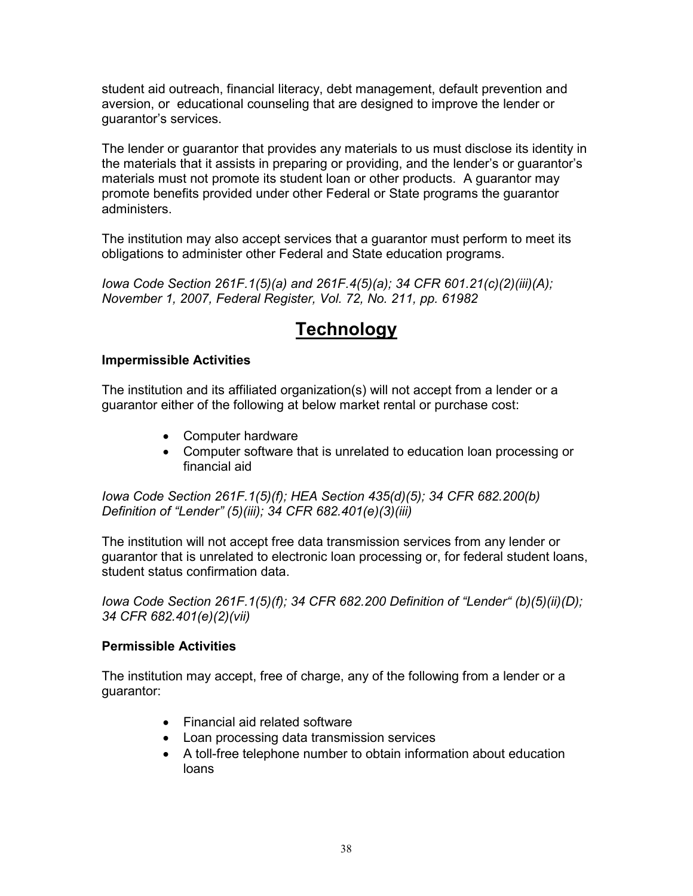student aid outreach, financial literacy, debt management, default prevention and aversion, or educational counseling that are designed to improve the lender or guarantor's services.

The lender or guarantor that provides any materials to us must disclose its identity in the materials that it assists in preparing or providing, and the lender's or guarantor's materials must not promote its student loan or other products. A guarantor may promote benefits provided under other Federal or State programs the guarantor administers.

The institution may also accept services that a guarantor must perform to meet its obligations to administer other Federal and State education programs.

*Iowa Code Section 261F.1(5)(a) and 261F.4(5)(a); 34 CFR 601.21(c)(2)(iii)(A); November 1, 2007, Federal Register, Vol. 72, No. 211, pp. 61982*

# Technology

### Impermissible Activities

The institution and its affiliated organization(s) will not accept from a lender or a guarantor either of the following at below market rental or purchase cost:

- Computer hardware
- Computer software that is unrelated to education loan processing or financial aid

*Iowa Code Section 261F.1(5)(f); HEA Section 435(d)(5); 34 CFR 682.200(b) Definition of "Lender" (5)(iii); 34 CFR 682.401(e)(3)(iii)*

The institution will not accept free data transmission services from any lender or guarantor that is unrelated to electronic loan processing or, for federal student loans, student status confirmation data.

*Iowa Code Section 261F.1(5)(f); 34 CFR 682.200 Definition of "Lender" (b)(5)(ii)(D); 34 CFR 682.401(e)(2)(vii)*

### Permissible Activities

The institution may accept, free of charge, any of the following from a lender or a guarantor:

- Financial aid related software
- Loan processing data transmission services
- A toll-free telephone number to obtain information about education loans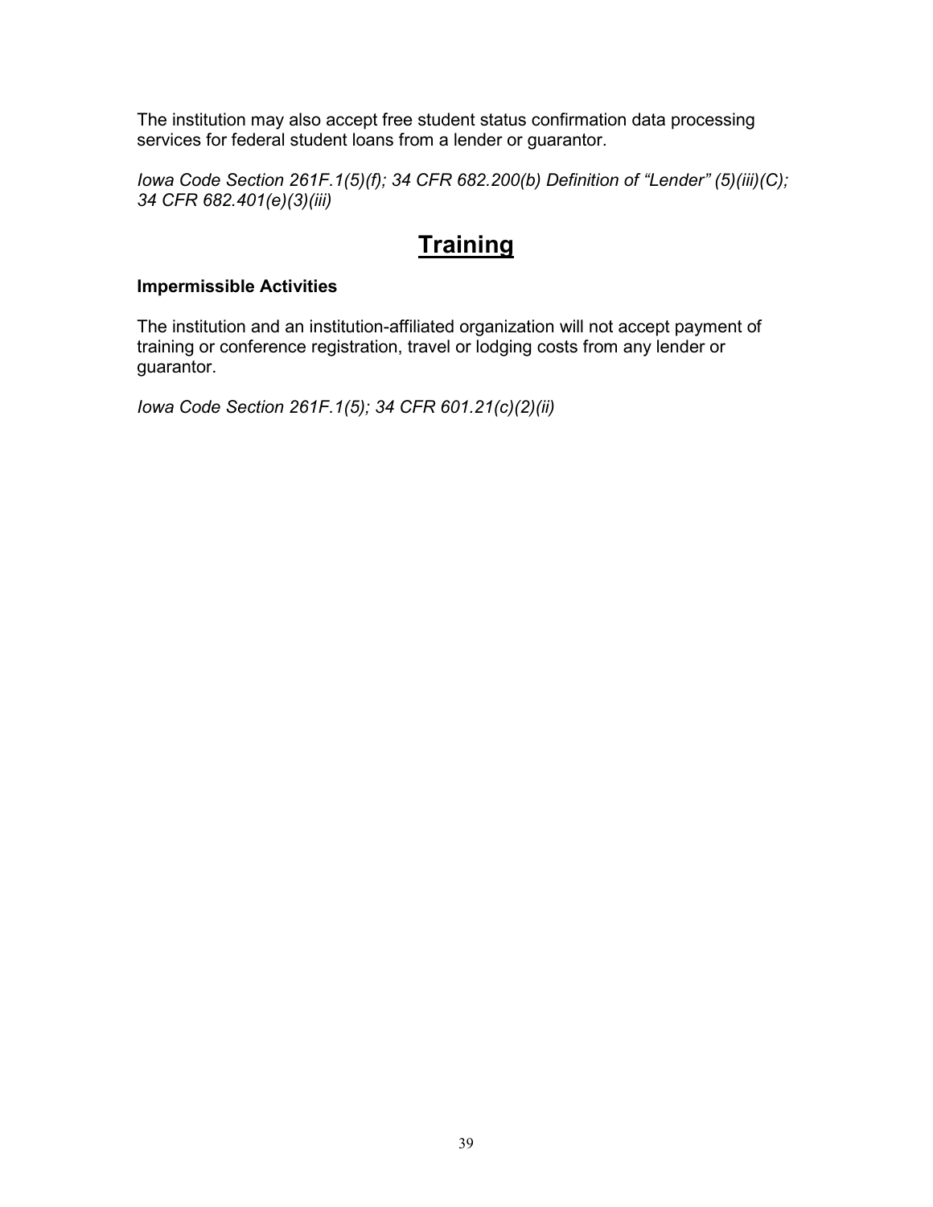The institution may also accept free student status confirmation data processing services for federal student loans from a lender or guarantor.

*Iowa Code Section 261F.1(5)(f); 34 CFR 682.200(b) Definition of "Lender" (5)(iii)(C); 34 CFR 682.401(e)(3)(iii)*

# Training

**Impermissible Activities**

The institution and an institution-affiliated organization will not accept payment of training or conference registration, travel or lodging costs from any lender or guarantor.

*Iowa Code Section 261F.1(5); 34 CFR 601.21(c)(2)(ii)*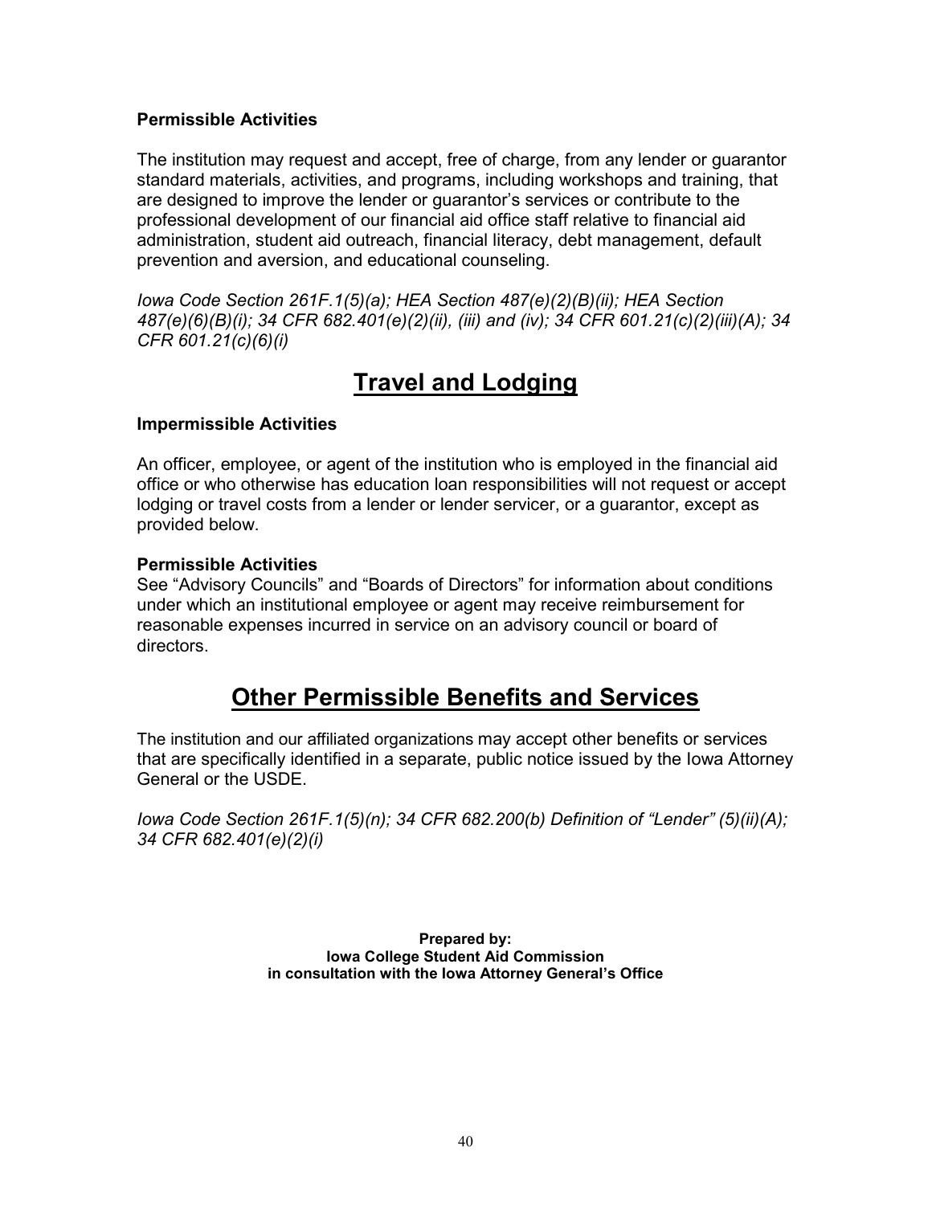**Permissible Activities**

The institution may request and accept, free of charge, from any lender or guarantor standard materials, activities, and programs, including workshops and training, that are designed to improve the lender or guarantor's services or contribute to the professional development of our financial aid office staff relative to financial aid administration, student aid outreach, financial literacy, debt management, default prevention and aversion, and educational counseling.

*Iowa Code Section 261F.1(5)(a); HEA Section 487(e)(2)(B)(ii); HEA Section 487(e)(6)(B)(i); 34 CFR 682.401(e)(2)(ii), (iii) and (iv); 34 CFR 601.21(c)(2)(iii)(A); 34 CFR 601.21(c)(6)(i)*

# Travel and Lodging

**Impermissible Activities**

An officer, employee, or agent of the institution who is employed in the financial aid office or who otherwise has education loan responsibilities will not request or accept lodging or travel costs from a lender or lender servicer, or a guarantor, except as provided below.

**Permissible Activities**

See "Advisory Councils" and "Boards of Directors" for information about conditions under which an institutional employee or agent may receive reimbursement for reasonable expenses incurred in service on an advisory council or board of directors.

# Other Permissible Benefits and Services

The institution and our affiliated organizations may accept other benefits or services that are specifically identified in a separate, public notice issued by the Iowa Attorney General or the USDE.

*Iowa Code Section 261F.1(5)(n); 34 CFR 682.200(b) Definition of "Lender" (5)(ii)(A); 34 CFR 682.401(e)(2)(i)*

**Prepared by:**
**Iowa College Student Aid Commission**
**in consultation with the Iowa Attorney General's Office**